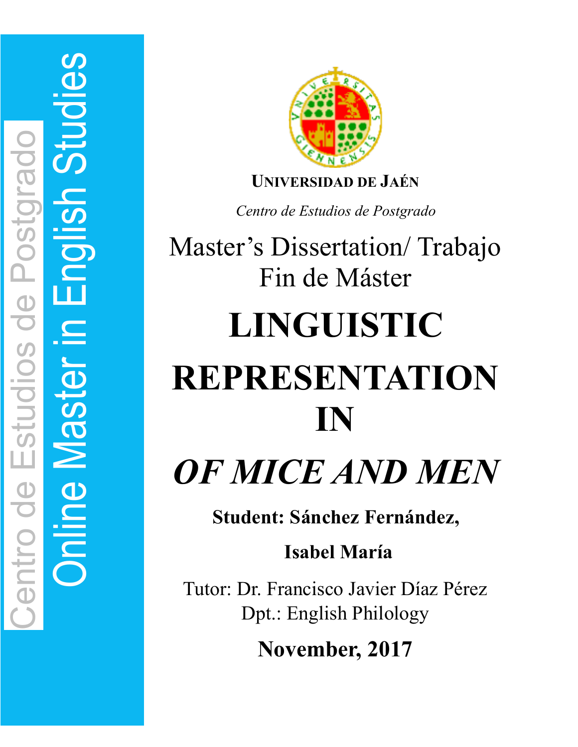Centro de Estudios de Postgrado

Online Master in English Studies

**UNIVERSIDAD DE JAÉN**

*Centro de Estudios de Postgrado*

Master's Dissertation/ Trabajo Fin de Máster

# LINGUISTIC REPRESENTATION IN *OF MICE AND MEN*

**Student: Sánchez Fernández, Isabel María**

Tutor: Dr. Francisco Javier Díaz Pérez
Dpt.: English Philology

**November, 2017**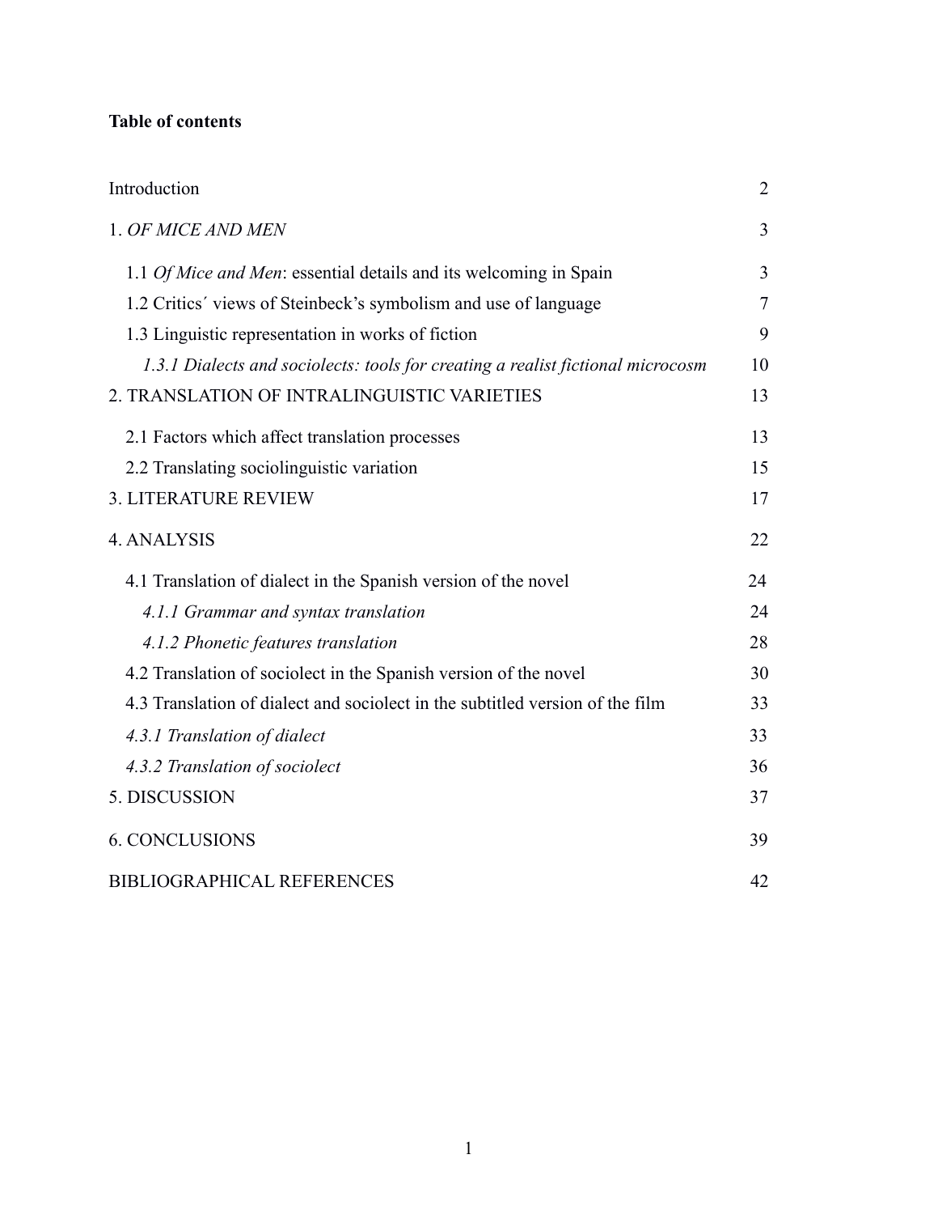**Table of contents**

| | |
|---|---|
| Introduction | 2 |
| 1. *OF MICE AND MEN* | 3 |
| 1.1 *Of Mice and Men*: essential details and its welcoming in Spain | 3 |
| 1.2 Critics´ views of Steinbeck's symbolism and use of language | 7 |
| 1.3 Linguistic representation in works of fiction | 9 |
| *1.3.1 Dialects and sociolects: tools for creating a realist fictional microcosm* | 10 |
| 2. TRANSLATION OF INTRALINGUISTIC VARIETIES | 13 |
| 2.1 Factors which affect translation processes | 13 |
| 2.2 Translating sociolinguistic variation | 15 |
| 3. LITERATURE REVIEW | 17 |
| 4. ANALYSIS | 22 |
| 4.1 Translation of dialect in the Spanish version of the novel | 24 |
| *4.1.1 Grammar and syntax translation* | 24 |
| *4.1.2 Phonetic features translation* | 28 |
| 4.2 Translation of sociolect in the Spanish version of the novel | 30 |
| 4.3 Translation of dialect and sociolect in the subtitled version of the film | 33 |
| *4.3.1 Translation of dialect* | 33 |
| *4.3.2 Translation of sociolect* | 36 |
| 5. DISCUSSION | 37 |
| 6. CONCLUSIONS | 39 |
| BIBLIOGRAPHICAL REFERENCES | 42 |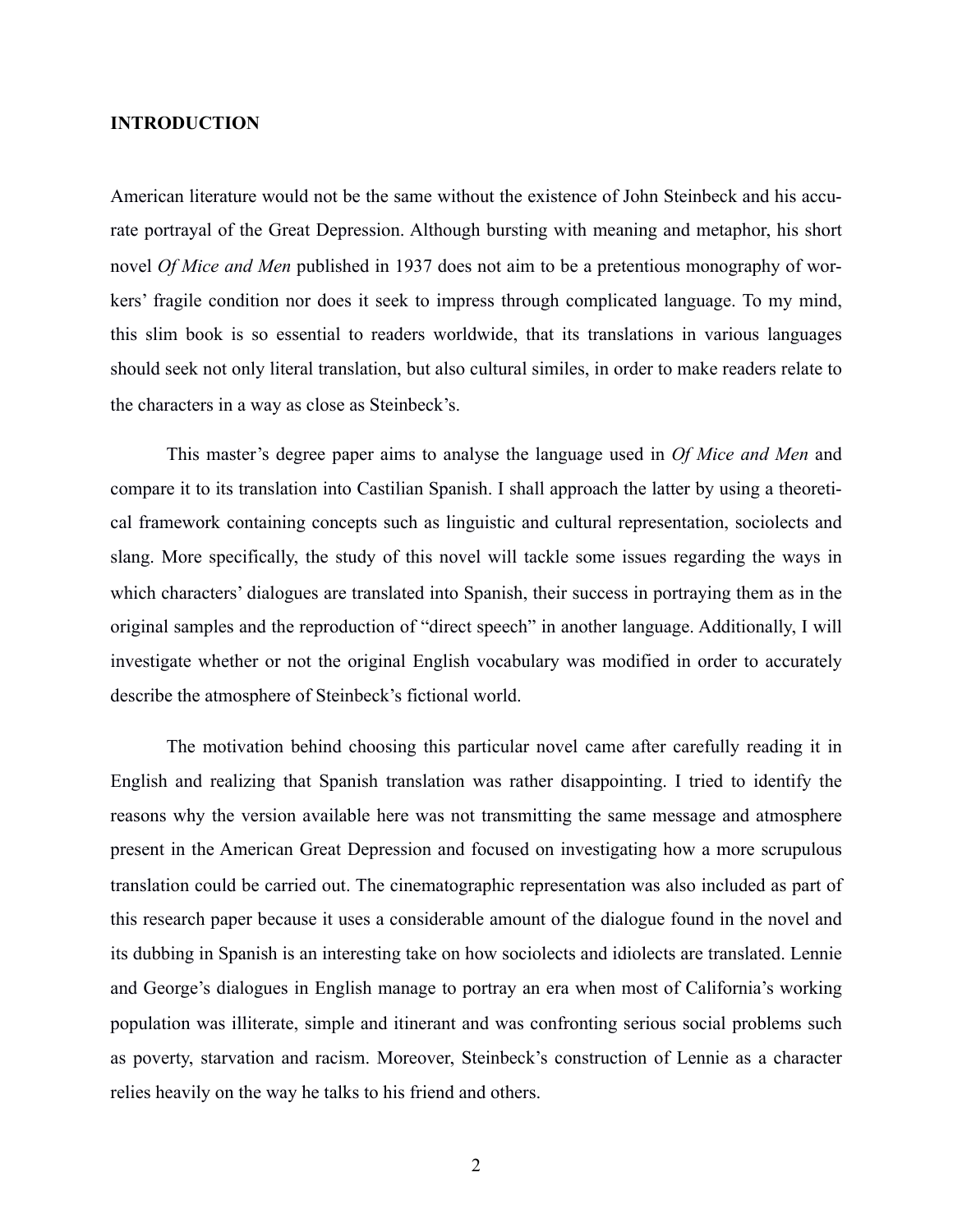**INTRODUCTION**

American literature would not be the same without the existence of John Steinbeck and his accurate portrayal of the Great Depression. Although bursting with meaning and metaphor, his short novel *Of Mice and Men* published in 1937 does not aim to be a pretentious monography of workers' fragile condition nor does it seek to impress through complicated language. To my mind, this slim book is so essential to readers worldwide, that its translations in various languages should seek not only literal translation, but also cultural similes, in order to make readers relate to the characters in a way as close as Steinbeck's.

This master's degree paper aims to analyse the language used in *Of Mice and Men* and compare it to its translation into Castilian Spanish. I shall approach the latter by using a theoretical framework containing concepts such as linguistic and cultural representation, sociolects and slang. More specifically, the study of this novel will tackle some issues regarding the ways in which characters' dialogues are translated into Spanish, their success in portraying them as in the original samples and the reproduction of "direct speech" in another language. Additionally, I will investigate whether or not the original English vocabulary was modified in order to accurately describe the atmosphere of Steinbeck's fictional world.

The motivation behind choosing this particular novel came after carefully reading it in English and realizing that Spanish translation was rather disappointing. I tried to identify the reasons why the version available here was not transmitting the same message and atmosphere present in the American Great Depression and focused on investigating how a more scrupulous translation could be carried out. The cinematographic representation was also included as part of this research paper because it uses a considerable amount of the dialogue found in the novel and its dubbing in Spanish is an interesting take on how sociolects and idiolects are translated. Lennie and George's dialogues in English manage to portray an era when most of California's working population was illiterate, simple and itinerant and was confronting serious social problems such as poverty, starvation and racism. Moreover, Steinbeck's construction of Lennie as a character relies heavily on the way he talks to his friend and others.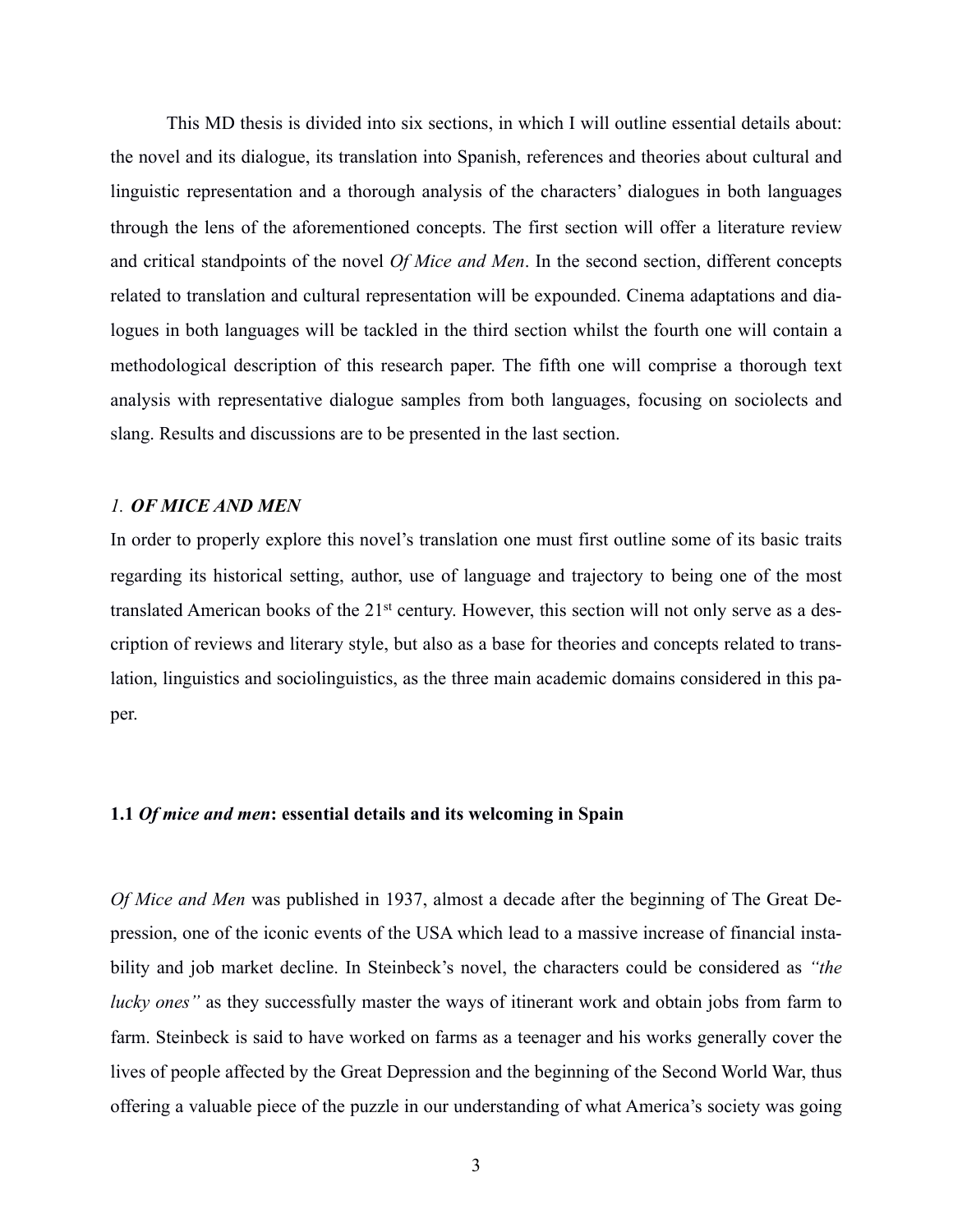This MD thesis is divided into six sections, in which I will outline essential details about: the novel and its dialogue, its translation into Spanish, references and theories about cultural and linguistic representation and a thorough analysis of the characters' dialogues in both languages through the lens of the aforementioned concepts. The first section will offer a literature review and critical standpoints of the novel *Of Mice and Men*. In the second section, different concepts related to translation and cultural representation will be expounded. Cinema adaptations and dialogues in both languages will be tackled in the third section whilst the fourth one will contain a methodological description of this research paper. The fifth one will comprise a thorough text analysis with representative dialogue samples from both languages, focusing on sociolects and slang. Results and discussions are to be presented in the last section.

## *1.* ***OF MICE AND MEN***

In order to properly explore this novel's translation one must first outline some of its basic traits regarding its historical setting, author, use of language and trajectory to being one of the most translated American books of the 21st century. However, this section will not only serve as a description of reviews and literary style, but also as a base for theories and concepts related to translation, linguistics and sociolinguistics, as the three main academic domains considered in this paper.

### **1.1 *Of mice and men*: essential details and its welcoming in Spain**

*Of Mice and Men* was published in 1937, almost a decade after the beginning of The Great Depression, one of the iconic events of the USA which lead to a massive increase of financial instability and job market decline. In Steinbeck's novel, the characters could be considered as *"the lucky ones"* as they successfully master the ways of itinerant work and obtain jobs from farm to farm. Steinbeck is said to have worked on farms as a teenager and his works generally cover the lives of people affected by the Great Depression and the beginning of the Second World War, thus offering a valuable piece of the puzzle in our understanding of what America's society was going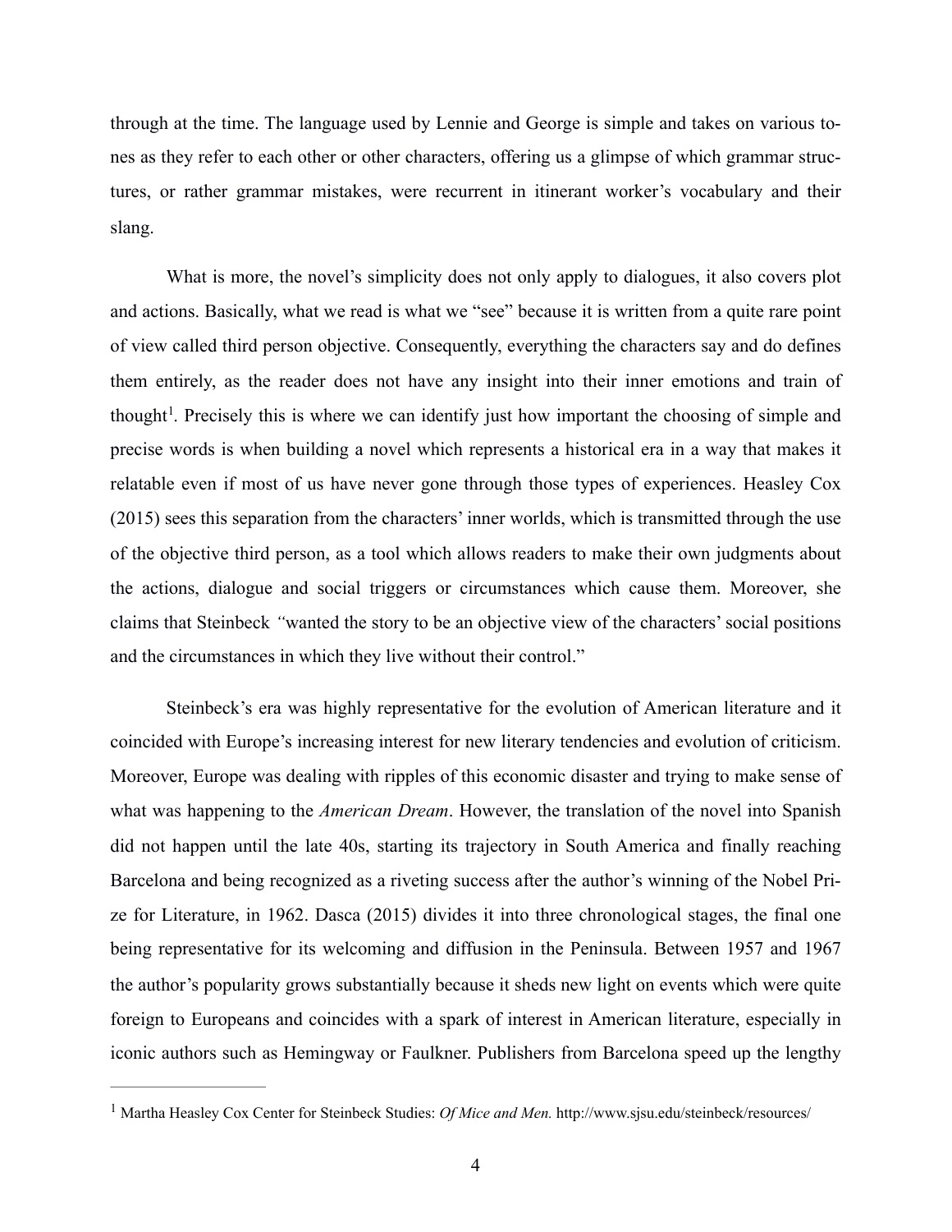through at the time. The language used by Lennie and George is simple and takes on various tones as they refer to each other or other characters, offering us a glimpse of which grammar structures, or rather grammar mistakes, were recurrent in itinerant worker's vocabulary and their slang.

What is more, the novel's simplicity does not only apply to dialogues, it also covers plot and actions. Basically, what we read is what we "see" because it is written from a quite rare point of view called third person objective. Consequently, everything the characters say and do defines them entirely, as the reader does not have any insight into their inner emotions and train of thought[1]. Precisely this is where we can identify just how important the choosing of simple and precise words is when building a novel which represents a historical era in a way that makes it relatable even if most of us have never gone through those types of experiences. Heasley Cox (2015) sees this separation from the characters' inner worlds, which is transmitted through the use of the objective third person, as a tool which allows readers to make their own judgments about the actions, dialogue and social triggers or circumstances which cause them. Moreover, she claims that Steinbeck *"*wanted the story to be an objective view of the characters' social positions and the circumstances in which they live without their control."

Steinbeck's era was highly representative for the evolution of American literature and it coincided with Europe's increasing interest for new literary tendencies and evolution of criticism. Moreover, Europe was dealing with ripples of this economic disaster and trying to make sense of what was happening to the *American Dream*. However, the translation of the novel into Spanish did not happen until the late 40s, starting its trajectory in South America and finally reaching Barcelona and being recognized as a riveting success after the author's winning of the Nobel Prize for Literature, in 1962. Dasca (2015) divides it into three chronological stages, the final one being representative for its welcoming and diffusion in the Peninsula. Between 1957 and 1967 the author's popularity grows substantially because it sheds new light on events which were quite foreign to Europeans and coincides with a spark of interest in American literature, especially in iconic authors such as Hemingway or Faulkner. Publishers from Barcelona speed up the lengthy

---

[1] Martha Heasley Cox Center for Steinbeck Studies: *Of Mice and Men.* http://www.sjsu.edu/steinbeck/resources/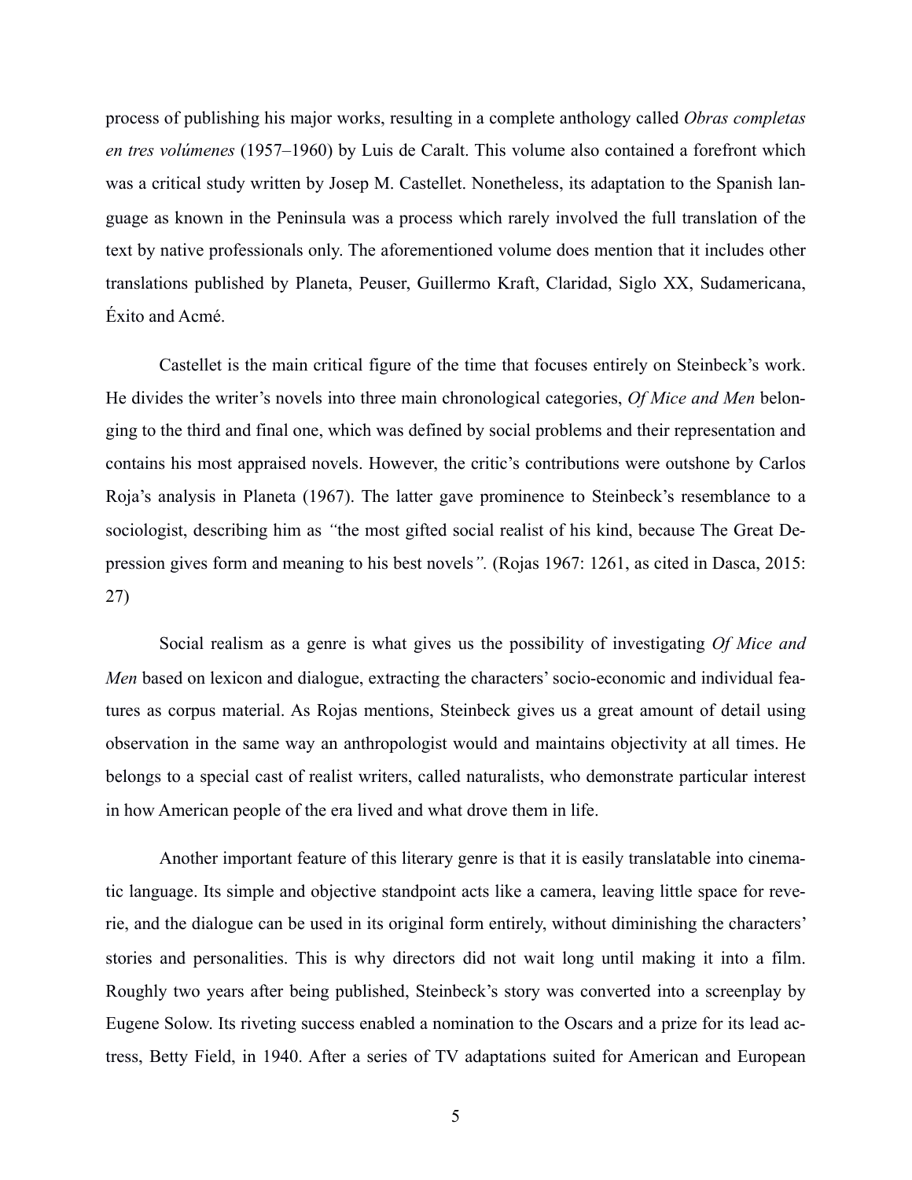process of publishing his major works, resulting in a complete anthology called *Obras completas en tres volúmenes* (1957–1960) by Luis de Caralt. This volume also contained a forefront which was a critical study written by Josep M. Castellet. Nonetheless, its adaptation to the Spanish language as known in the Peninsula was a process which rarely involved the full translation of the text by native professionals only. The aforementioned volume does mention that it includes other translations published by Planeta, Peuser, Guillermo Kraft, Claridad, Siglo XX, Sudamericana, Éxito and Acmé.

Castellet is the main critical figure of the time that focuses entirely on Steinbeck's work. He divides the writer's novels into three main chronological categories, *Of Mice and Men* belonging to the third and final one, which was defined by social problems and their representation and contains his most appraised novels. However, the critic's contributions were outshone by Carlos Roja's analysis in Planeta (1967). The latter gave prominence to Steinbeck's resemblance to a sociologist, describing him as *"*the most gifted social realist of his kind, because The Great Depression gives form and meaning to his best novels*".* (Rojas 1967: 1261, as cited in Dasca, 2015: 27)

Social realism as a genre is what gives us the possibility of investigating *Of Mice and Men* based on lexicon and dialogue, extracting the characters' socio-economic and individual features as corpus material. As Rojas mentions, Steinbeck gives us a great amount of detail using observation in the same way an anthropologist would and maintains objectivity at all times. He belongs to a special cast of realist writers, called naturalists, who demonstrate particular interest in how American people of the era lived and what drove them in life.

Another important feature of this literary genre is that it is easily translatable into cinematic language. Its simple and objective standpoint acts like a camera, leaving little space for reverie, and the dialogue can be used in its original form entirely, without diminishing the characters' stories and personalities. This is why directors did not wait long until making it into a film. Roughly two years after being published, Steinbeck's story was converted into a screenplay by Eugene Solow. Its riveting success enabled a nomination to the Oscars and a prize for its lead actress, Betty Field, in 1940. After a series of TV adaptations suited for American and European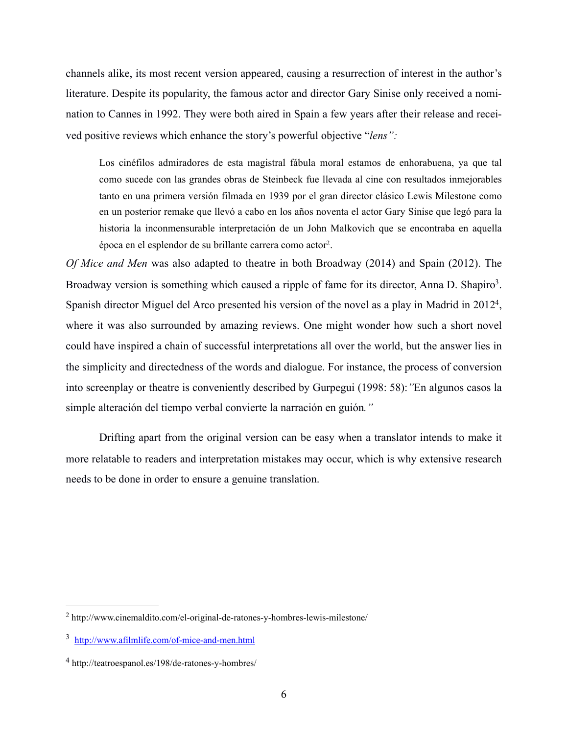channels alike, its most recent version appeared, causing a resurrection of interest in the author's literature. Despite its popularity, the famous actor and director Gary Sinise only received a nomination to Cannes in 1992. They were both aired in Spain a few years after their release and received positive reviews which enhance the story's powerful objective "*lens":*

> Los cinéfilos admiradores de esta magistral fábula moral estamos de enhorabuena, ya que tal como sucede con las grandes obras de Steinbeck fue llevada al cine con resultados inmejorables tanto en una primera versión filmada en 1939 por el gran director clásico Lewis Milestone como en un posterior remake que llevó a cabo en los años noventa el actor Gary Sinise que legó para la historia la inconmensurable interpretación de un John Malkovich que se encontraba en aquella época en el esplendor de su brillante carrera como actor[2].

*Of Mice and Men* was also adapted to theatre in both Broadway (2014) and Spain (2012). The Broadway version is something which caused a ripple of fame for its director, Anna D. Shapiro[3]. Spanish director Miguel del Arco presented his version of the novel as a play in Madrid in 2012[4], where it was also surrounded by amazing reviews. One might wonder how such a short novel could have inspired a chain of successful interpretations all over the world, but the answer lies in the simplicity and directedness of the words and dialogue. For instance, the process of conversion into screenplay or theatre is conveniently described by Gurpegui (1998: 58): *"*En algunos casos la simple alteración del tiempo verbal convierte la narración en guión*."*

Drifting apart from the original version can be easy when a translator intends to make it more relatable to readers and interpretation mistakes may occur, which is why extensive research needs to be done in order to ensure a genuine translation.

---

[2] http://www.cinemaldito.com/el-original-de-ratones-y-hombres-lewis-milestone/

[3] http://www.afilmlife.com/of-mice-and-men.html

[4] http://teatroespanol.es/198/de-ratones-y-hombres/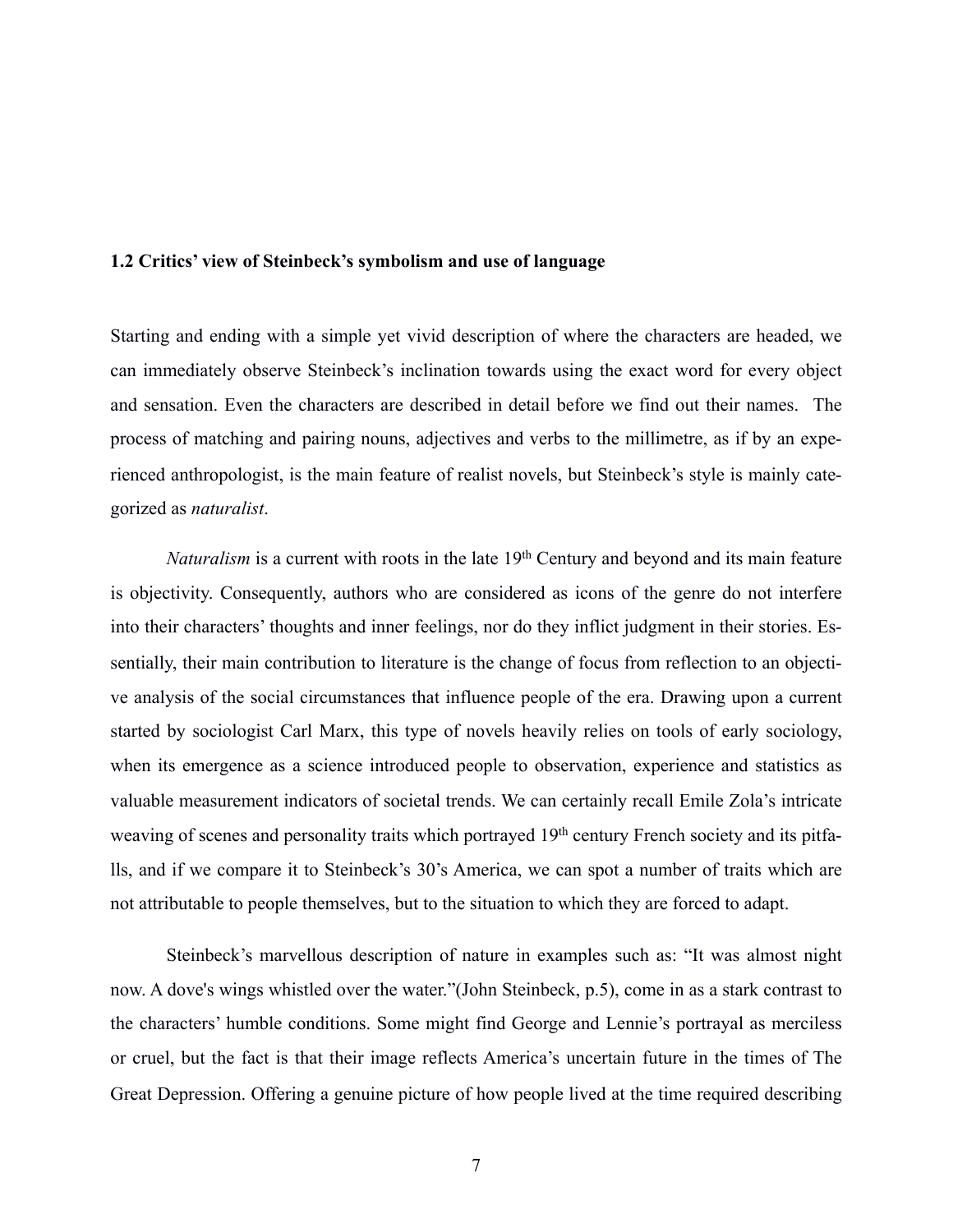### 1.2 Critics' view of Steinbeck's symbolism and use of language

Starting and ending with a simple yet vivid description of where the characters are headed, we can immediately observe Steinbeck's inclination towards using the exact word for every object and sensation. Even the characters are described in detail before we find out their names. The process of matching and pairing nouns, adjectives and verbs to the millimetre, as if by an experienced anthropologist, is the main feature of realist novels, but Steinbeck's style is mainly categorized as *naturalist*.

*Naturalism* is a current with roots in the late 19th Century and beyond and its main feature is objectivity. Consequently, authors who are considered as icons of the genre do not interfere into their characters' thoughts and inner feelings, nor do they inflict judgment in their stories. Essentially, their main contribution to literature is the change of focus from reflection to an objective analysis of the social circumstances that influence people of the era. Drawing upon a current started by sociologist Carl Marx, this type of novels heavily relies on tools of early sociology, when its emergence as a science introduced people to observation, experience and statistics as valuable measurement indicators of societal trends. We can certainly recall Emile Zola's intricate weaving of scenes and personality traits which portrayed 19th century French society and its pitfalls, and if we compare it to Steinbeck's 30's America, we can spot a number of traits which are not attributable to people themselves, but to the situation to which they are forced to adapt.

Steinbeck's marvellous description of nature in examples such as: "It was almost night now. A dove's wings whistled over the water."(John Steinbeck, p.5), come in as a stark contrast to the characters' humble conditions. Some might find George and Lennie's portrayal as merciless or cruel, but the fact is that their image reflects America's uncertain future in the times of The Great Depression. Offering a genuine picture of how people lived at the time required describing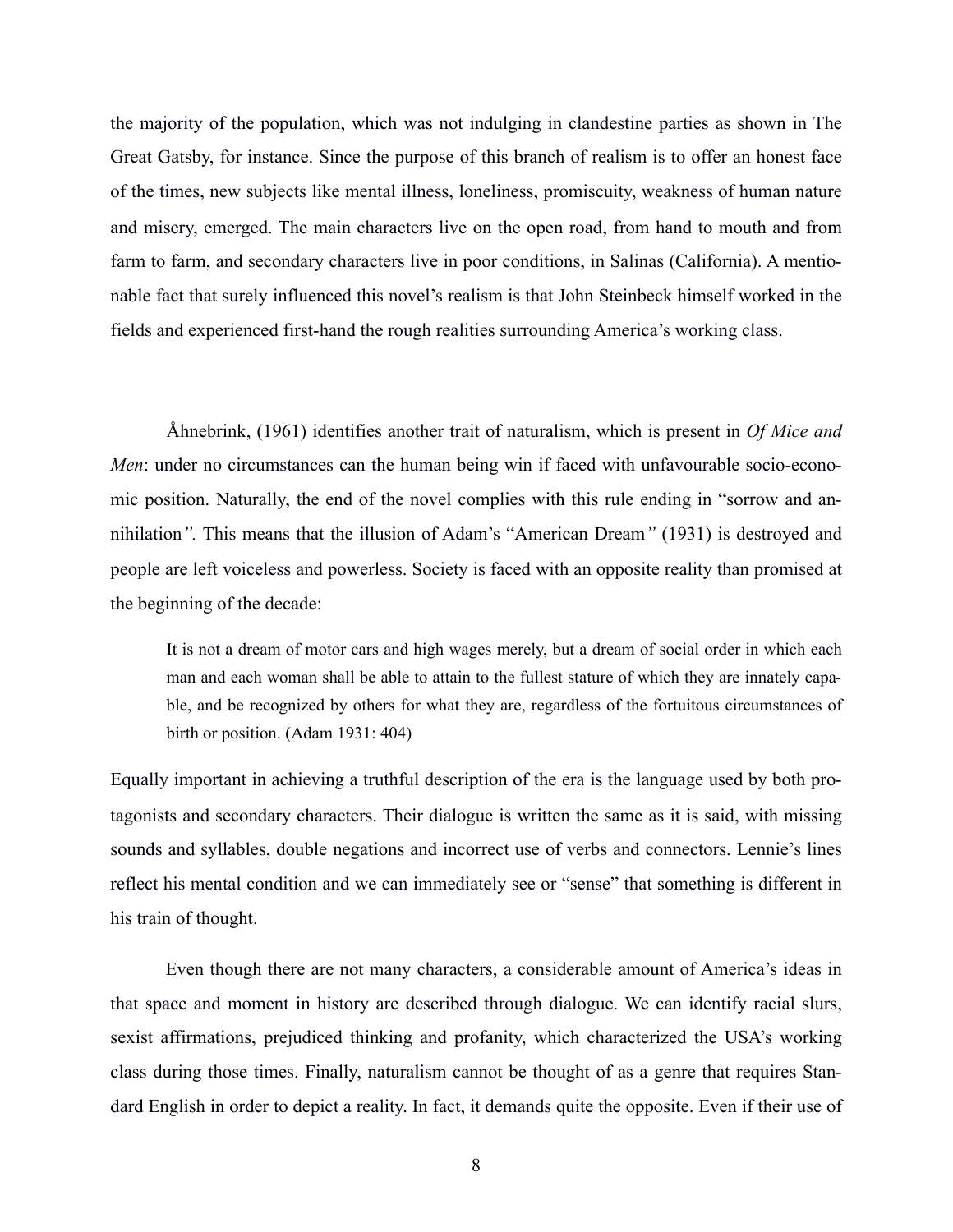the majority of the population, which was not indulging in clandestine parties as shown in The Great Gatsby, for instance. Since the purpose of this branch of realism is to offer an honest face of the times, new subjects like mental illness, loneliness, promiscuity, weakness of human nature and misery, emerged. The main characters live on the open road, from hand to mouth and from farm to farm, and secondary characters live in poor conditions, in Salinas (California). A mentionable fact that surely influenced this novel's realism is that John Steinbeck himself worked in the fields and experienced first-hand the rough realities surrounding America's working class.

Åhnebrink, (1961) identifies another trait of naturalism, which is present in *Of Mice and Men*: under no circumstances can the human being win if faced with unfavourable socio-economic position. Naturally, the end of the novel complies with this rule ending in "sorrow and annihilation*"*. This means that the illusion of Adam's "American Dream*"* (1931) is destroyed and people are left voiceless and powerless. Society is faced with an opposite reality than promised at the beginning of the decade:

> It is not a dream of motor cars and high wages merely, but a dream of social order in which each man and each woman shall be able to attain to the fullest stature of which they are innately capable, and be recognized by others for what they are, regardless of the fortuitous circumstances of birth or position. (Adam 1931: 404)

Equally important in achieving a truthful description of the era is the language used by both protagonists and secondary characters. Their dialogue is written the same as it is said, with missing sounds and syllables, double negations and incorrect use of verbs and connectors. Lennie's lines reflect his mental condition and we can immediately see or "sense" that something is different in his train of thought.

Even though there are not many characters, a considerable amount of America's ideas in that space and moment in history are described through dialogue. We can identify racial slurs, sexist affirmations, prejudiced thinking and profanity, which characterized the USA's working class during those times. Finally, naturalism cannot be thought of as a genre that requires Standard English in order to depict a reality. In fact, it demands quite the opposite. Even if their use of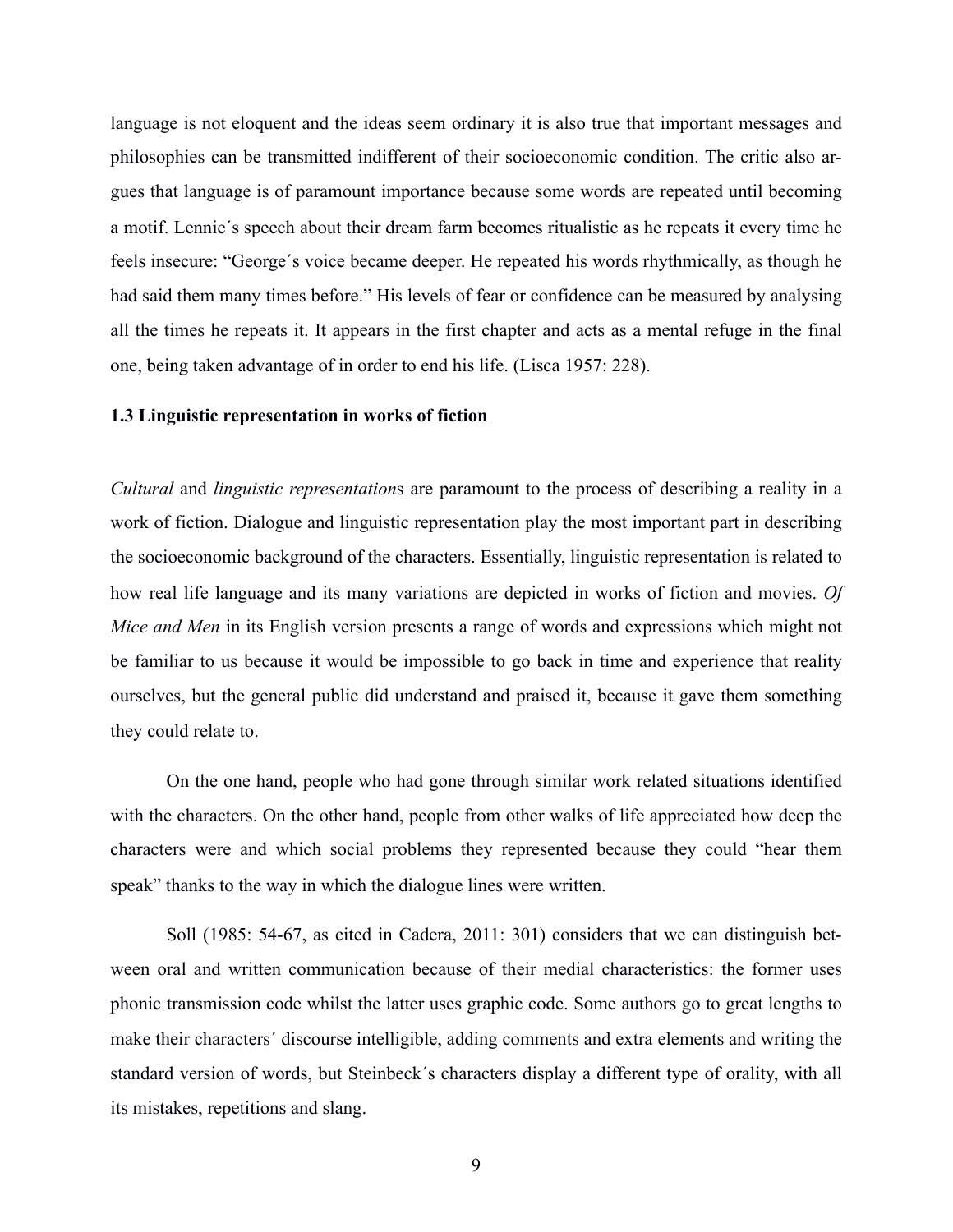language is not eloquent and the ideas seem ordinary it is also true that important messages and philosophies can be transmitted indifferent of their socioeconomic condition. The critic also argues that language is of paramount importance because some words are repeated until becoming a motif. Lennie´s speech about their dream farm becomes ritualistic as he repeats it every time he feels insecure: "George´s voice became deeper. He repeated his words rhythmically, as though he had said them many times before." His levels of fear or confidence can be measured by analysing all the times he repeats it. It appears in the first chapter and acts as a mental refuge in the final one, being taken advantage of in order to end his life. (Lisca 1957: 228).

### 1.3 Linguistic representation in works of fiction

*Cultural* and *linguistic representation*s are paramount to the process of describing a reality in a work of fiction. Dialogue and linguistic representation play the most important part in describing the socioeconomic background of the characters. Essentially, linguistic representation is related to how real life language and its many variations are depicted in works of fiction and movies. *Of Mice and Men* in its English version presents a range of words and expressions which might not be familiar to us because it would be impossible to go back in time and experience that reality ourselves, but the general public did understand and praised it, because it gave them something they could relate to.

On the one hand, people who had gone through similar work related situations identified with the characters. On the other hand, people from other walks of life appreciated how deep the characters were and which social problems they represented because they could "hear them speak" thanks to the way in which the dialogue lines were written.

Soll (1985: 54-67, as cited in Cadera, 2011: 301) considers that we can distinguish between oral and written communication because of their medial characteristics: the former uses phonic transmission code whilst the latter uses graphic code. Some authors go to great lengths to make their characters´ discourse intelligible, adding comments and extra elements and writing the standard version of words, but Steinbeck´s characters display a different type of orality, with all its mistakes, repetitions and slang.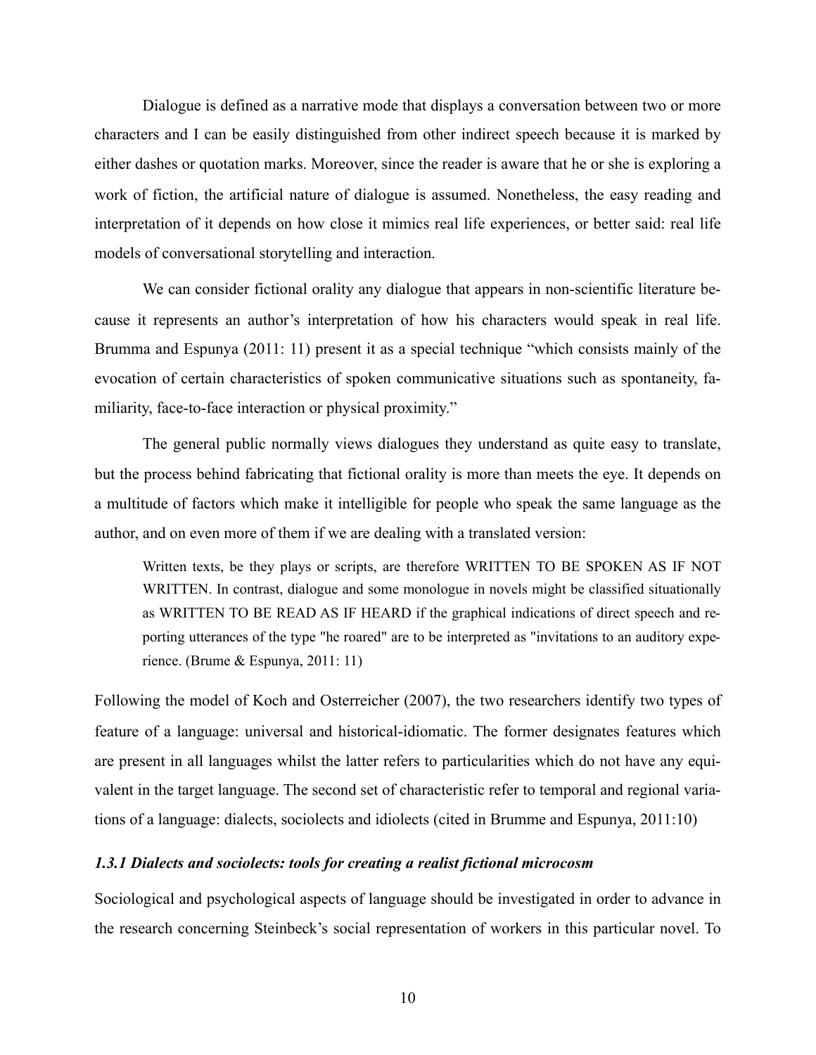Dialogue is defined as a narrative mode that displays a conversation between two or more characters and I can be easily distinguished from other indirect speech because it is marked by either dashes or quotation marks. Moreover, since the reader is aware that he or she is exploring a work of fiction, the artificial nature of dialogue is assumed. Nonetheless, the easy reading and interpretation of it depends on how close it mimics real life experiences, or better said: real life models of conversational storytelling and interaction.

We can consider fictional orality any dialogue that appears in non-scientific literature because it represents an author's interpretation of how his characters would speak in real life. Brumma and Espunya (2011: 11) present it as a special technique "which consists mainly of the evocation of certain characteristics of spoken communicative situations such as spontaneity, familiarity, face-to-face interaction or physical proximity."

The general public normally views dialogues they understand as quite easy to translate, but the process behind fabricating that fictional orality is more than meets the eye. It depends on a multitude of factors which make it intelligible for people who speak the same language as the author, and on even more of them if we are dealing with a translated version:

> Written texts, be they plays or scripts, are therefore WRITTEN TO BE SPOKEN AS IF NOT WRITTEN. In contrast, dialogue and some monologue in novels might be classified situationally as WRITTEN TO BE READ AS IF HEARD if the graphical indications of direct speech and reporting utterances of the type "he roared" are to be interpreted as "invitations to an auditory experience. (Brume & Espunya, 2011: 11)

Following the model of Koch and Osterreicher (2007), the two researchers identify two types of feature of a language: universal and historical-idiomatic. The former designates features which are present in all languages whilst the latter refers to particularities which do not have any equivalent in the target language. The second set of characteristic refer to temporal and regional variations of a language: dialects, sociolects and idiolects (cited in Brumme and Espunya, 2011:10)

### *1.3.1 Dialects and sociolects: tools for creating a realist fictional microcosm*

Sociological and psychological aspects of language should be investigated in order to advance in the research concerning Steinbeck's social representation of workers in this particular novel. To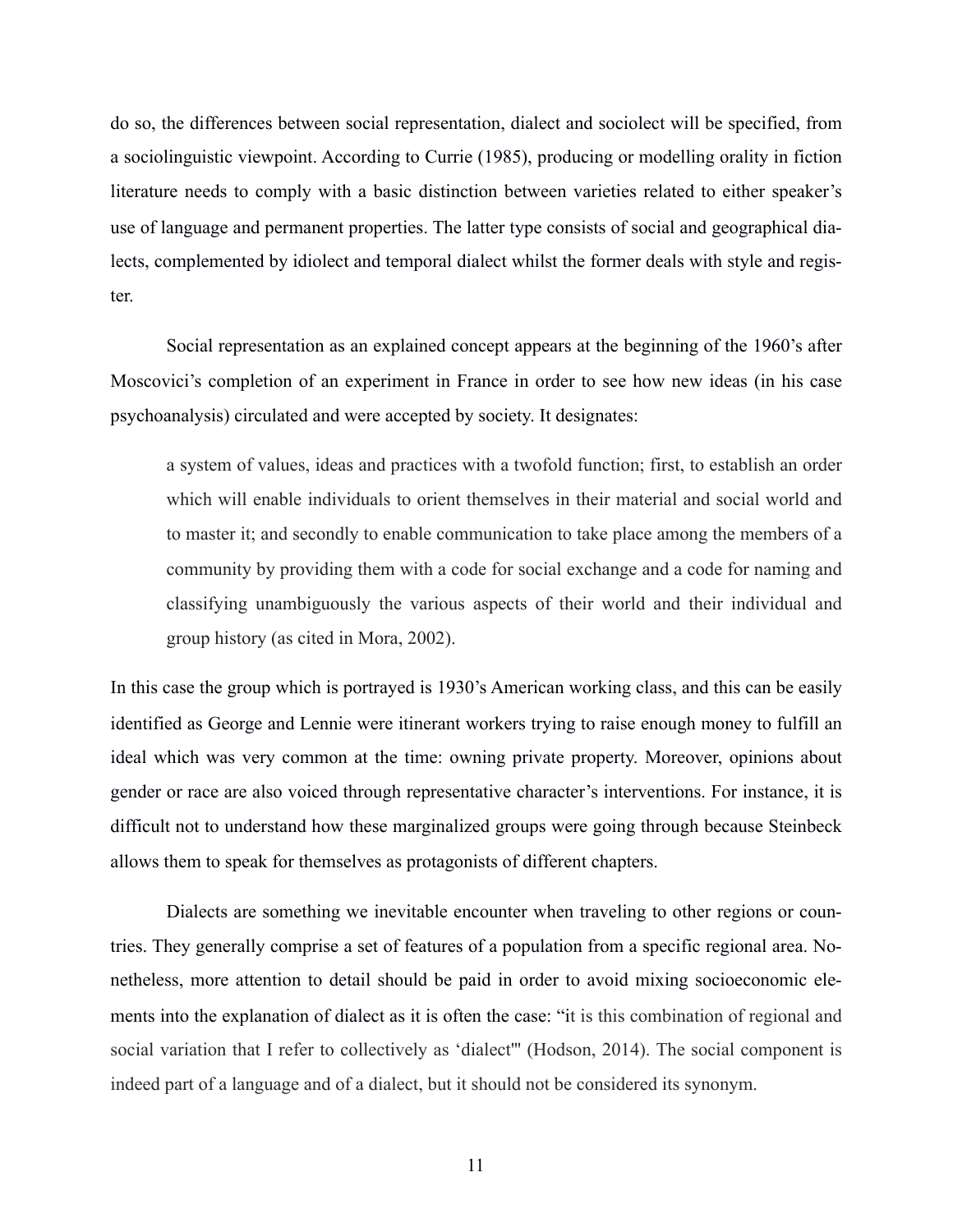do so, the differences between social representation, dialect and sociolect will be specified, from a sociolinguistic viewpoint. According to Currie (1985), producing or modelling orality in fiction literature needs to comply with a basic distinction between varieties related to either speaker's use of language and permanent properties. The latter type consists of social and geographical dialects, complemented by idiolect and temporal dialect whilst the former deals with style and register.

Social representation as an explained concept appears at the beginning of the 1960's after Moscovici's completion of an experiment in France in order to see how new ideas (in his case psychoanalysis) circulated and were accepted by society. It designates:

> a system of values, ideas and practices with a twofold function; first, to establish an order which will enable individuals to orient themselves in their material and social world and to master it; and secondly to enable communication to take place among the members of a community by providing them with a code for social exchange and a code for naming and classifying unambiguously the various aspects of their world and their individual and group history (as cited in Mora, 2002).

In this case the group which is portrayed is 1930's American working class, and this can be easily identified as George and Lennie were itinerant workers trying to raise enough money to fulfill an ideal which was very common at the time: owning private property. Moreover, opinions about gender or race are also voiced through representative character's interventions. For instance, it is difficult not to understand how these marginalized groups were going through because Steinbeck allows them to speak for themselves as protagonists of different chapters.

Dialects are something we inevitable encounter when traveling to other regions or countries. They generally comprise a set of features of a population from a specific regional area. Nonetheless, more attention to detail should be paid in order to avoid mixing socioeconomic elements into the explanation of dialect as it is often the case: "it is this combination of regional and social variation that I refer to collectively as 'dialect'" (Hodson, 2014). The social component is indeed part of a language and of a dialect, but it should not be considered its synonym.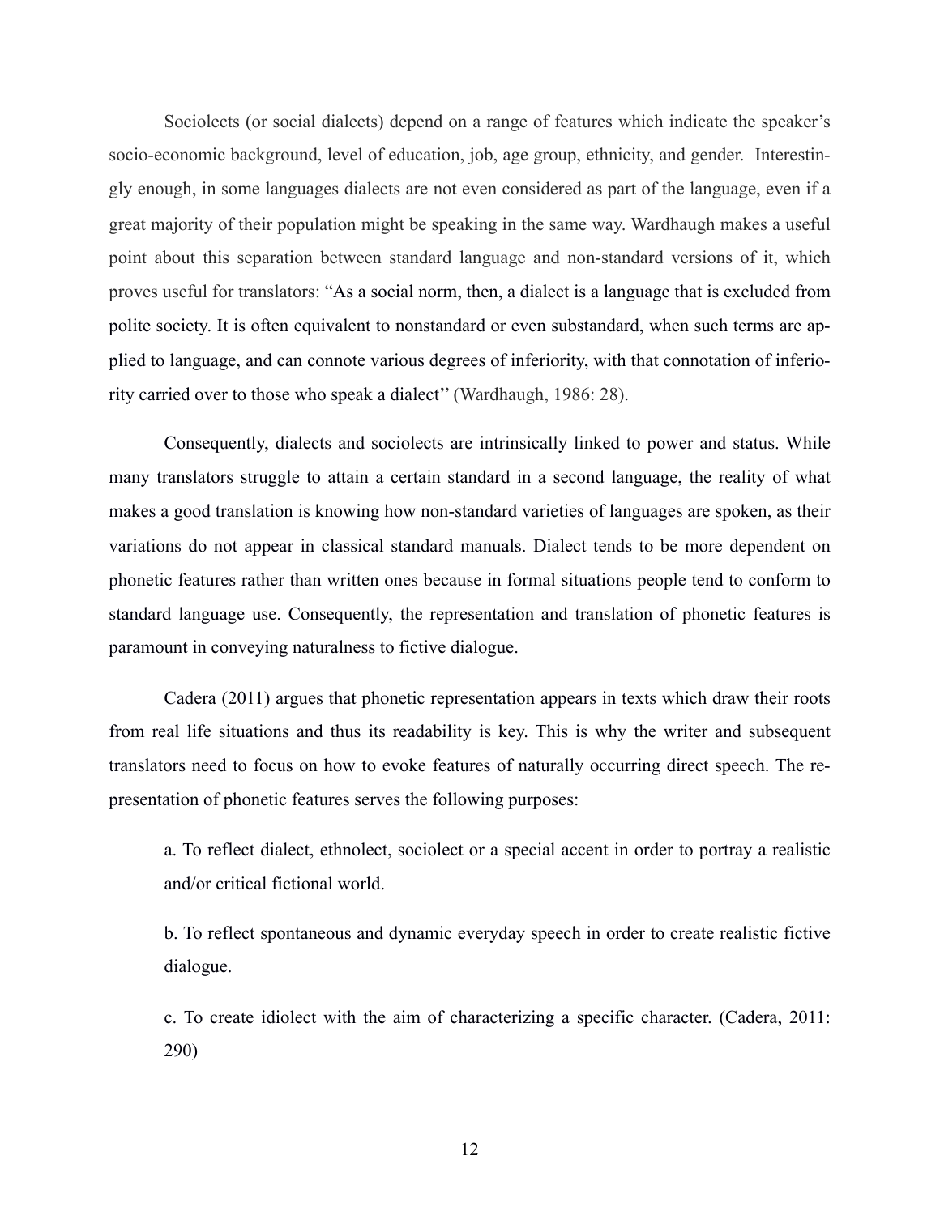Sociolects (or social dialects) depend on a range of features which indicate the speaker's socio-economic background, level of education, job, age group, ethnicity, and gender. Interestingly enough, in some languages dialects are not even considered as part of the language, even if a great majority of their population might be speaking in the same way. Wardhaugh makes a useful point about this separation between standard language and non-standard versions of it, which proves useful for translators: "As a social norm, then, a dialect is a language that is excluded from polite society. It is often equivalent to nonstandard or even substandard, when such terms are applied to language, and can connote various degrees of inferiority, with that connotation of inferiority carried over to those who speak a dialect'' (Wardhaugh, 1986: 28).

Consequently, dialects and sociolects are intrinsically linked to power and status. While many translators struggle to attain a certain standard in a second language, the reality of what makes a good translation is knowing how non-standard varieties of languages are spoken, as their variations do not appear in classical standard manuals. Dialect tends to be more dependent on phonetic features rather than written ones because in formal situations people tend to conform to standard language use. Consequently, the representation and translation of phonetic features is paramount in conveying naturalness to fictive dialogue.

Cadera (2011) argues that phonetic representation appears in texts which draw their roots from real life situations and thus its readability is key. This is why the writer and subsequent translators need to focus on how to evoke features of naturally occurring direct speech. The representation of phonetic features serves the following purposes:

> a. To reflect dialect, ethnolect, sociolect or a special accent in order to portray a realistic and/or critical fictional world.
>
> b. To reflect spontaneous and dynamic everyday speech in order to create realistic fictive dialogue.
>
> c. To create idiolect with the aim of characterizing a specific character. (Cadera, 2011: 290)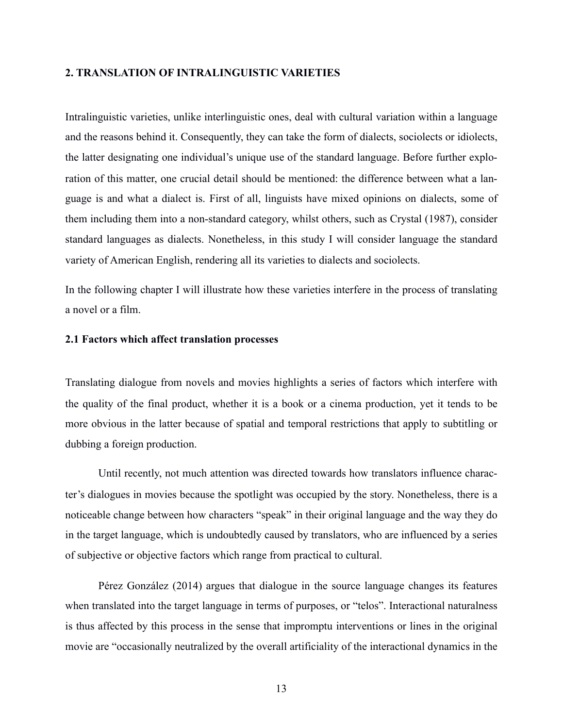## 2. TRANSLATION OF INTRALINGUISTIC VARIETIES

Intralinguistic varieties, unlike interlinguistic ones, deal with cultural variation within a language and the reasons behind it. Consequently, they can take the form of dialects, sociolects or idiolects, the latter designating one individual's unique use of the standard language. Before further exploration of this matter, one crucial detail should be mentioned: the difference between what a language is and what a dialect is. First of all, linguists have mixed opinions on dialects, some of them including them into a non-standard category, whilst others, such as Crystal (1987), consider standard languages as dialects. Nonetheless, in this study I will consider language the standard variety of American English, rendering all its varieties to dialects and sociolects.

In the following chapter I will illustrate how these varieties interfere in the process of translating a novel or a film.

### 2.1 Factors which affect translation processes

Translating dialogue from novels and movies highlights a series of factors which interfere with the quality of the final product, whether it is a book or a cinema production, yet it tends to be more obvious in the latter because of spatial and temporal restrictions that apply to subtitling or dubbing a foreign production.

Until recently, not much attention was directed towards how translators influence character's dialogues in movies because the spotlight was occupied by the story. Nonetheless, there is a noticeable change between how characters "speak" in their original language and the way they do in the target language, which is undoubtedly caused by translators, who are influenced by a series of subjective or objective factors which range from practical to cultural.

Pérez González (2014) argues that dialogue in the source language changes its features when translated into the target language in terms of purposes, or "telos". Interactional naturalness is thus affected by this process in the sense that impromptu interventions or lines in the original movie are "occasionally neutralized by the overall artificiality of the interactional dynamics in the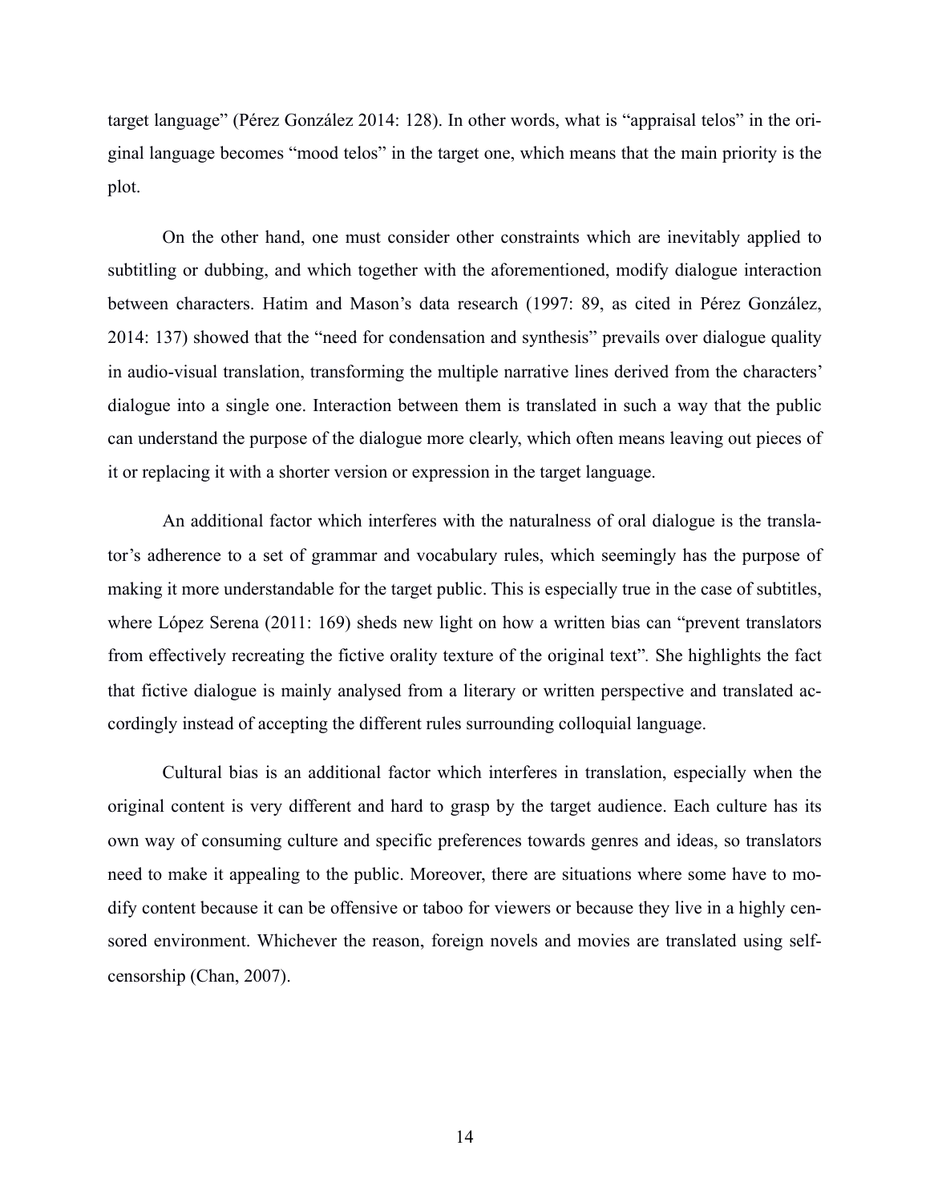target language" (Pérez González 2014: 128). In other words, what is "appraisal telos" in the original language becomes "mood telos" in the target one, which means that the main priority is the plot.

On the other hand, one must consider other constraints which are inevitably applied to subtitling or dubbing, and which together with the aforementioned, modify dialogue interaction between characters. Hatim and Mason's data research (1997: 89, as cited in Pérez González, 2014: 137) showed that the "need for condensation and synthesis" prevails over dialogue quality in audio-visual translation, transforming the multiple narrative lines derived from the characters' dialogue into a single one. Interaction between them is translated in such a way that the public can understand the purpose of the dialogue more clearly, which often means leaving out pieces of it or replacing it with a shorter version or expression in the target language.

An additional factor which interferes with the naturalness of oral dialogue is the translator's adherence to a set of grammar and vocabulary rules, which seemingly has the purpose of making it more understandable for the target public. This is especially true in the case of subtitles, where López Serena (2011: 169) sheds new light on how a written bias can "prevent translators from effectively recreating the fictive orality texture of the original text". She highlights the fact that fictive dialogue is mainly analysed from a literary or written perspective and translated accordingly instead of accepting the different rules surrounding colloquial language.

Cultural bias is an additional factor which interferes in translation, especially when the original content is very different and hard to grasp by the target audience. Each culture has its own way of consuming culture and specific preferences towards genres and ideas, so translators need to make it appealing to the public. Moreover, there are situations where some have to modify content because it can be offensive or taboo for viewers or because they live in a highly censored environment. Whichever the reason, foreign novels and movies are translated using self-censorship (Chan, 2007).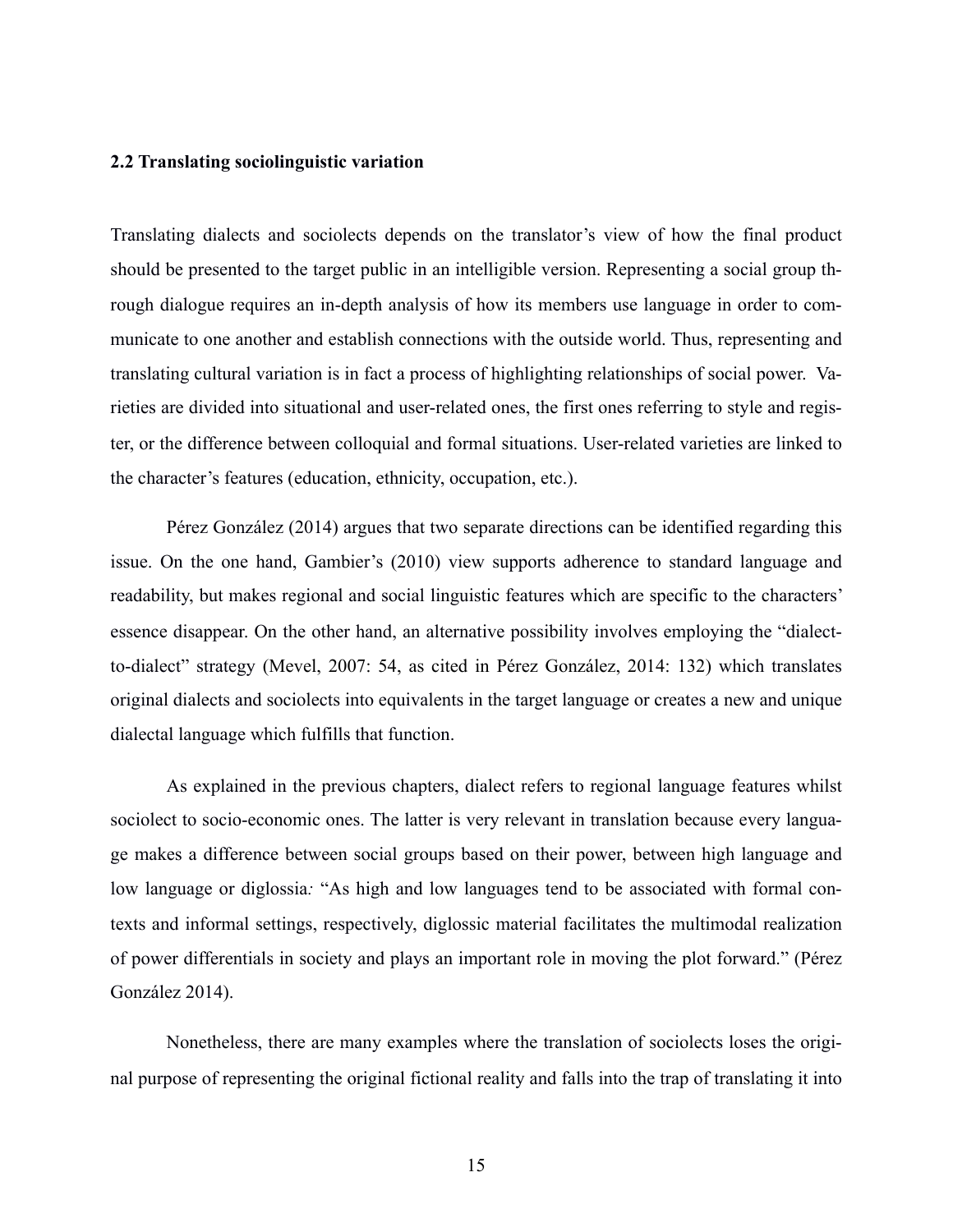## 2.2 Translating sociolinguistic variation

Translating dialects and sociolects depends on the translator's view of how the final product should be presented to the target public in an intelligible version. Representing a social group through dialogue requires an in-depth analysis of how its members use language in order to communicate to one another and establish connections with the outside world. Thus, representing and translating cultural variation is in fact a process of highlighting relationships of social power. Varieties are divided into situational and user-related ones, the first ones referring to style and register, or the difference between colloquial and formal situations. User-related varieties are linked to the character's features (education, ethnicity, occupation, etc.).

Pérez González (2014) argues that two separate directions can be identified regarding this issue. On the one hand, Gambier's (2010) view supports adherence to standard language and readability, but makes regional and social linguistic features which are specific to the characters' essence disappear. On the other hand, an alternative possibility involves employing the "dialect-to-dialect" strategy (Mevel, 2007: 54, as cited in Pérez González, 2014: 132) which translates original dialects and sociolects into equivalents in the target language or creates a new and unique dialectal language which fulfills that function.

As explained in the previous chapters, dialect refers to regional language features whilst sociolect to socio-economic ones. The latter is very relevant in translation because every language makes a difference between social groups based on their power, between high language and low language or diglossia*:* "As high and low languages tend to be associated with formal contexts and informal settings, respectively, diglossic material facilitates the multimodal realization of power differentials in society and plays an important role in moving the plot forward." (Pérez González 2014).

Nonetheless, there are many examples where the translation of sociolects loses the original purpose of representing the original fictional reality and falls into the trap of translating it into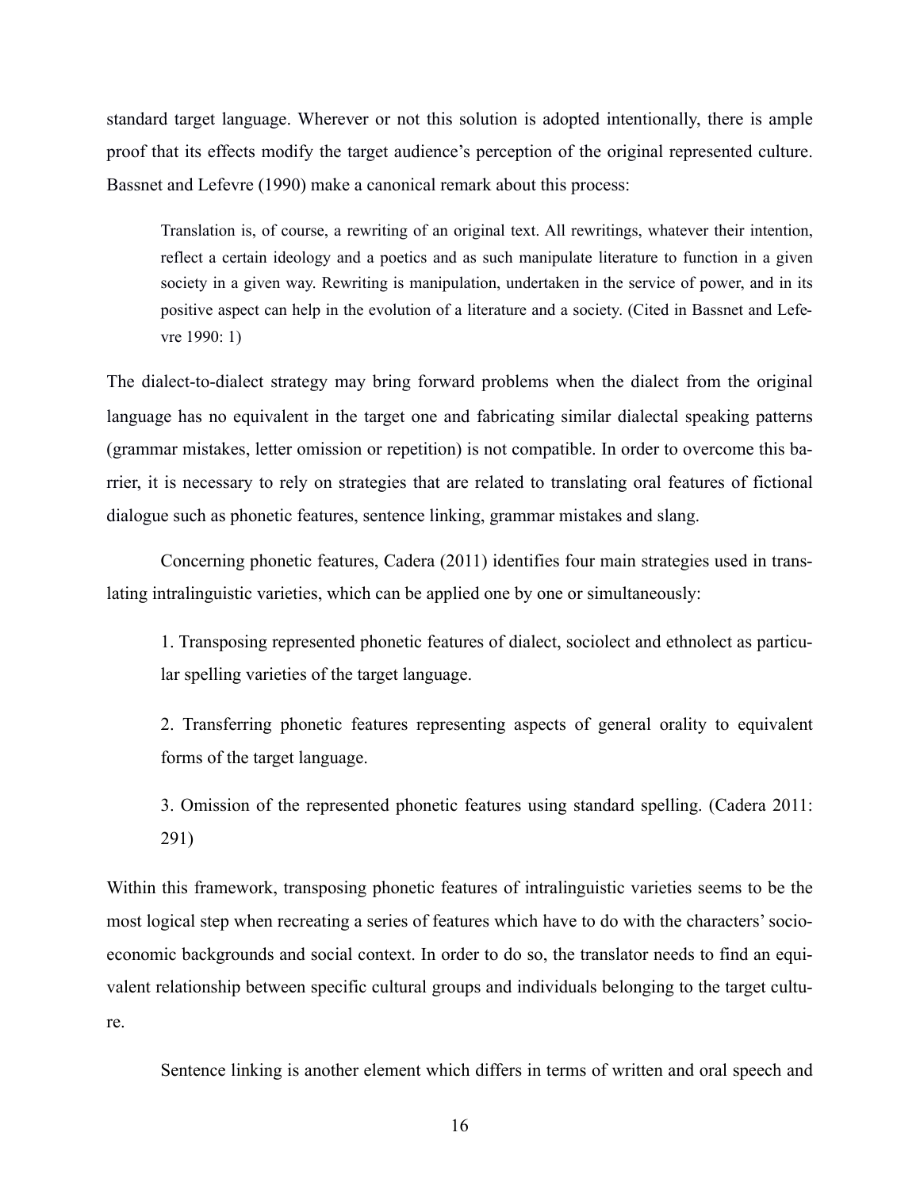standard target language. Wherever or not this solution is adopted intentionally, there is ample proof that its effects modify the target audience's perception of the original represented culture. Bassnet and Lefevre (1990) make a canonical remark about this process:

> Translation is, of course, a rewriting of an original text. All rewritings, whatever their intention, reflect a certain ideology and a poetics and as such manipulate literature to function in a given society in a given way. Rewriting is manipulation, undertaken in the service of power, and in its positive aspect can help in the evolution of a literature and a society. (Cited in Bassnet and Lefevre 1990: 1)

The dialect-to-dialect strategy may bring forward problems when the dialect from the original language has no equivalent in the target one and fabricating similar dialectal speaking patterns (grammar mistakes, letter omission or repetition) is not compatible. In order to overcome this barrier, it is necessary to rely on strategies that are related to translating oral features of fictional dialogue such as phonetic features, sentence linking, grammar mistakes and slang.

Concerning phonetic features, Cadera (2011) identifies four main strategies used in translating intralinguistic varieties, which can be applied one by one or simultaneously:

> 1. Transposing represented phonetic features of dialect, sociolect and ethnolect as particular spelling varieties of the target language.
>
> 2. Transferring phonetic features representing aspects of general orality to equivalent forms of the target language.
>
> 3. Omission of the represented phonetic features using standard spelling. (Cadera 2011: 291)

Within this framework, transposing phonetic features of intralinguistic varieties seems to be the most logical step when recreating a series of features which have to do with the characters' socioeconomic backgrounds and social context. In order to do so, the translator needs to find an equivalent relationship between specific cultural groups and individuals belonging to the target culture.

Sentence linking is another element which differs in terms of written and oral speech and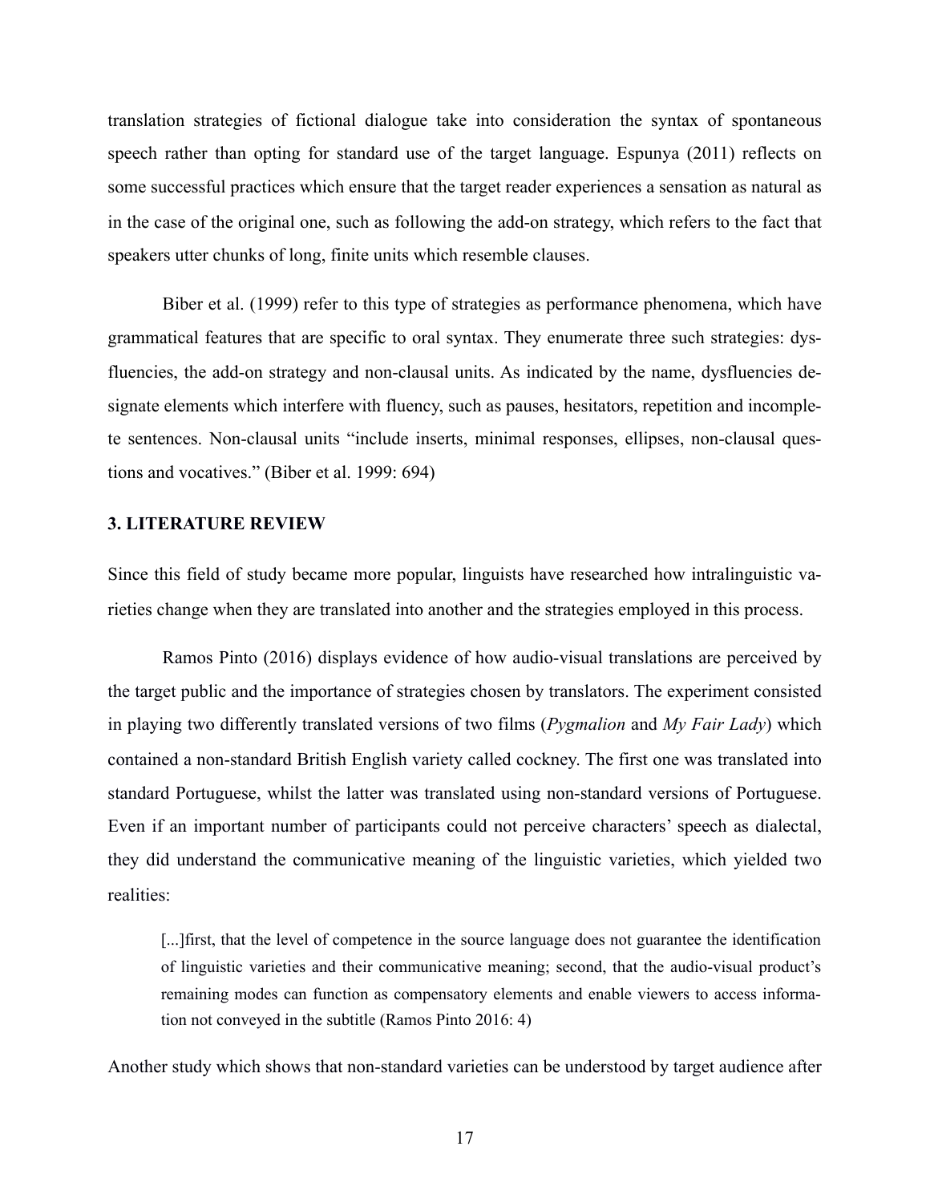translation strategies of fictional dialogue take into consideration the syntax of spontaneous speech rather than opting for standard use of the target language. Espunya (2011) reflects on some successful practices which ensure that the target reader experiences a sensation as natural as in the case of the original one, such as following the add-on strategy, which refers to the fact that speakers utter chunks of long, finite units which resemble clauses.

Biber et al. (1999) refer to this type of strategies as performance phenomena, which have grammatical features that are specific to oral syntax. They enumerate three such strategies: dysfluencies, the add-on strategy and non-clausal units. As indicated by the name, dysfluencies designate elements which interfere with fluency, such as pauses, hesitators, repetition and incomplete sentences. Non-clausal units "include inserts, minimal responses, ellipses, non-clausal questions and vocatives." (Biber et al. 1999: 694)

## 3. LITERATURE REVIEW

Since this field of study became more popular, linguists have researched how intralinguistic varieties change when they are translated into another and the strategies employed in this process.

Ramos Pinto (2016) displays evidence of how audio-visual translations are perceived by the target public and the importance of strategies chosen by translators. The experiment consisted in playing two differently translated versions of two films (*Pygmalion* and *My Fair Lady*) which contained a non-standard British English variety called cockney. The first one was translated into standard Portuguese, whilst the latter was translated using non-standard versions of Portuguese. Even if an important number of participants could not perceive characters' speech as dialectal, they did understand the communicative meaning of the linguistic varieties, which yielded two realities:

> [...]first, that the level of competence in the source language does not guarantee the identification of linguistic varieties and their communicative meaning; second, that the audio-visual product's remaining modes can function as compensatory elements and enable viewers to access information not conveyed in the subtitle (Ramos Pinto 2016: 4)

Another study which shows that non-standard varieties can be understood by target audience after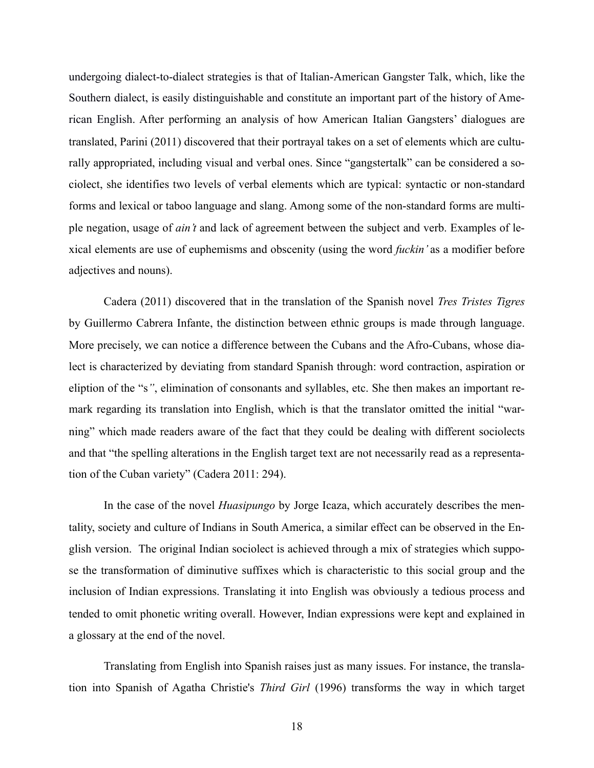undergoing dialect-to-dialect strategies is that of Italian-American Gangster Talk, which, like the Southern dialect, is easily distinguishable and constitute an important part of the history of American English. After performing an analysis of how American Italian Gangsters' dialogues are translated, Parini (2011) discovered that their portrayal takes on a set of elements which are culturally appropriated, including visual and verbal ones. Since "gangstertalk" can be considered a sociolect, she identifies two levels of verbal elements which are typical: syntactic or non-standard forms and lexical or taboo language and slang. Among some of the non-standard forms are multiple negation, usage of *ain't* and lack of agreement between the subject and verb. Examples of lexical elements are use of euphemisms and obscenity (using the word *fuckin'* as a modifier before adjectives and nouns).

Cadera (2011) discovered that in the translation of the Spanish novel *Tres Tristes Tigres* by Guillermo Cabrera Infante, the distinction between ethnic groups is made through language. More precisely, we can notice a difference between the Cubans and the Afro-Cubans, whose dialect is characterized by deviating from standard Spanish through: word contraction, aspiration or eliption of the "s", elimination of consonants and syllables, etc. She then makes an important remark regarding its translation into English, which is that the translator omitted the initial "warning" which made readers aware of the fact that they could be dealing with different sociolects and that "the spelling alterations in the English target text are not necessarily read as a representation of the Cuban variety" (Cadera 2011: 294).

In the case of the novel *Huasipungo* by Jorge Icaza, which accurately describes the mentality, society and culture of Indians in South America, a similar effect can be observed in the English version. The original Indian sociolect is achieved through a mix of strategies which suppose the transformation of diminutive suffixes which is characteristic to this social group and the inclusion of Indian expressions. Translating it into English was obviously a tedious process and tended to omit phonetic writing overall. However, Indian expressions were kept and explained in a glossary at the end of the novel.

Translating from English into Spanish raises just as many issues. For instance, the translation into Spanish of Agatha Christie's *Third Girl* (1996) transforms the way in which target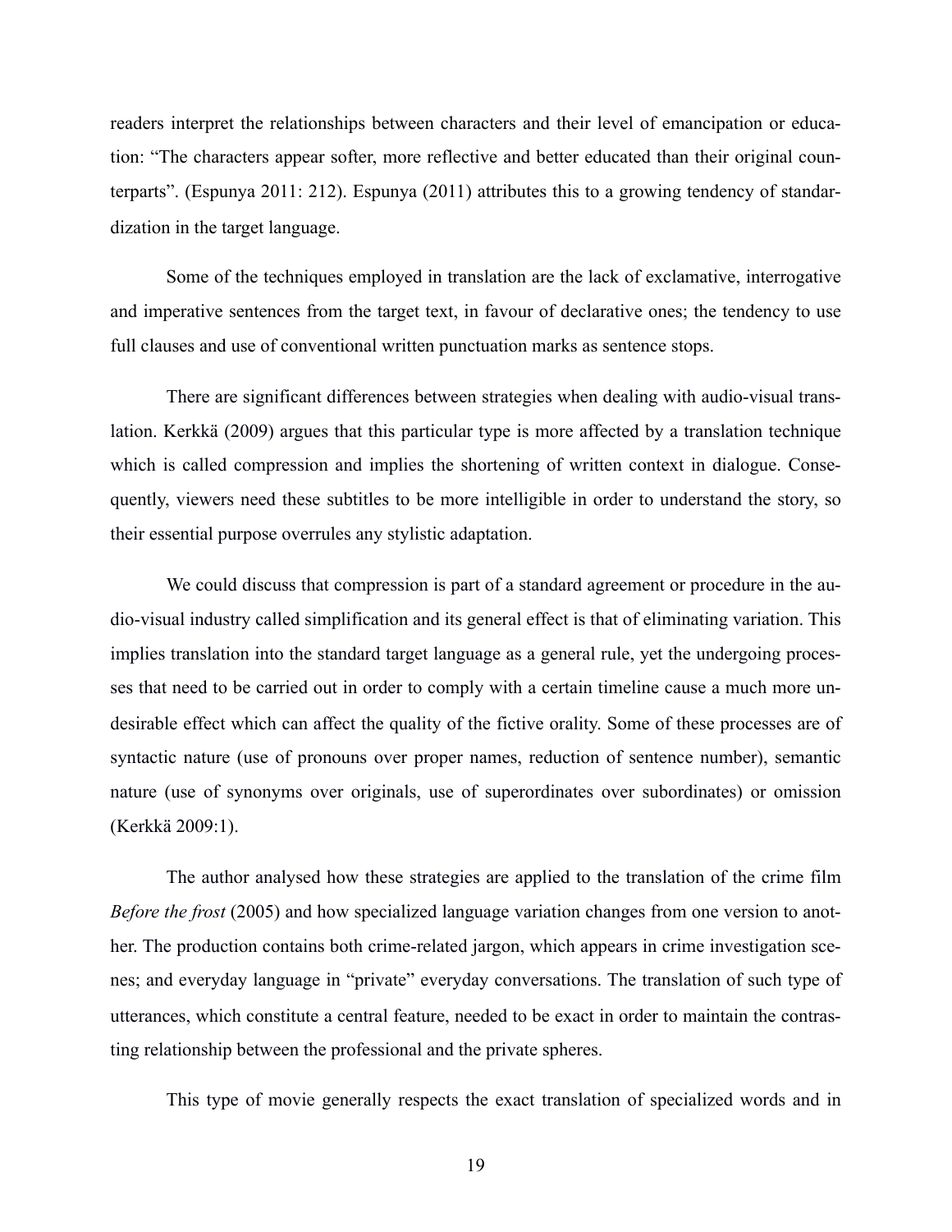readers interpret the relationships between characters and their level of emancipation or education: "The characters appear softer, more reflective and better educated than their original counterparts". (Espunya 2011: 212). Espunya (2011) attributes this to a growing tendency of standardization in the target language.

Some of the techniques employed in translation are the lack of exclamative, interrogative and imperative sentences from the target text, in favour of declarative ones; the tendency to use full clauses and use of conventional written punctuation marks as sentence stops.

There are significant differences between strategies when dealing with audio-visual translation. Kerkkä (2009) argues that this particular type is more affected by a translation technique which is called compression and implies the shortening of written context in dialogue. Consequently, viewers need these subtitles to be more intelligible in order to understand the story, so their essential purpose overrules any stylistic adaptation.

We could discuss that compression is part of a standard agreement or procedure in the audio-visual industry called simplification and its general effect is that of eliminating variation. This implies translation into the standard target language as a general rule, yet the undergoing processes that need to be carried out in order to comply with a certain timeline cause a much more undesirable effect which can affect the quality of the fictive orality. Some of these processes are of syntactic nature (use of pronouns over proper names, reduction of sentence number), semantic nature (use of synonyms over originals, use of superordinates over subordinates) or omission (Kerkkä 2009:1).

The author analysed how these strategies are applied to the translation of the crime film *Before the frost* (2005) and how specialized language variation changes from one version to another. The production contains both crime-related jargon, which appears in crime investigation scenes; and everyday language in "private" everyday conversations. The translation of such type of utterances, which constitute a central feature, needed to be exact in order to maintain the contrasting relationship between the professional and the private spheres.

This type of movie generally respects the exact translation of specialized words and in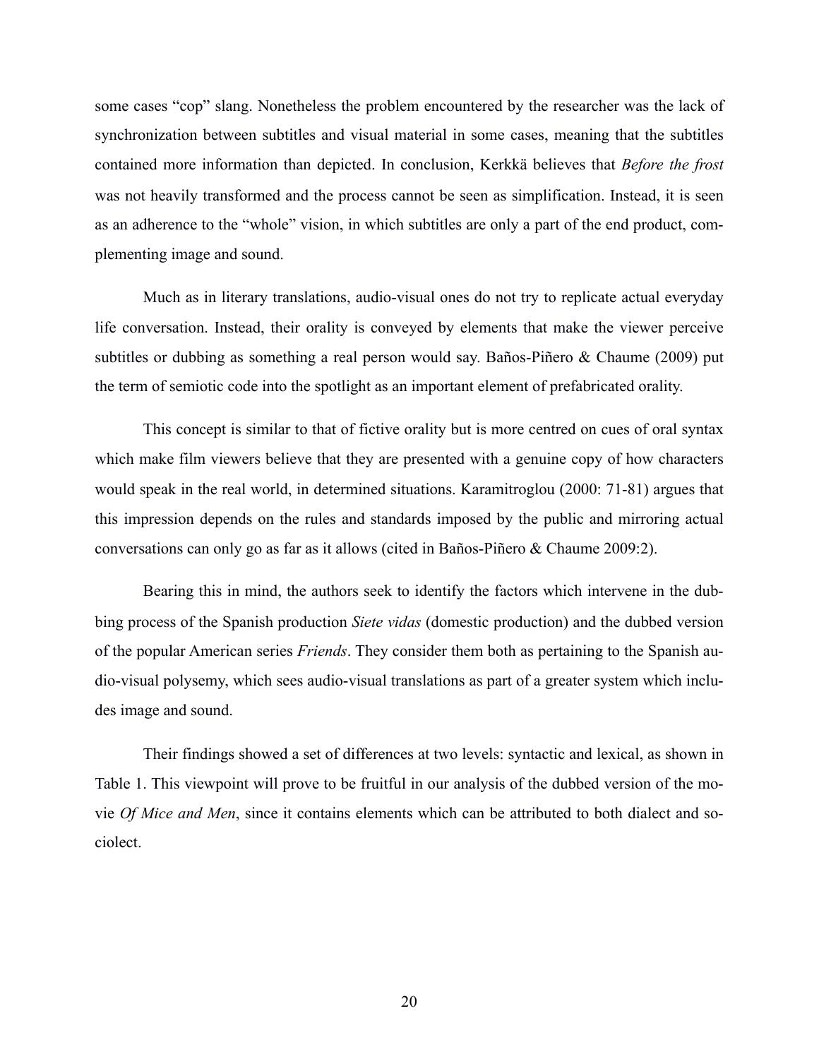some cases "cop" slang. Nonetheless the problem encountered by the researcher was the lack of synchronization between subtitles and visual material in some cases, meaning that the subtitles contained more information than depicted. In conclusion, Kerkkä believes that *Before the frost* was not heavily transformed and the process cannot be seen as simplification. Instead, it is seen as an adherence to the "whole" vision, in which subtitles are only a part of the end product, complementing image and sound.

Much as in literary translations, audio-visual ones do not try to replicate actual everyday life conversation. Instead, their orality is conveyed by elements that make the viewer perceive subtitles or dubbing as something a real person would say. Baños-Piñero & Chaume (2009) put the term of semiotic code into the spotlight as an important element of prefabricated orality.

This concept is similar to that of fictive orality but is more centred on cues of oral syntax which make film viewers believe that they are presented with a genuine copy of how characters would speak in the real world, in determined situations. Karamitroglou (2000: 71-81) argues that this impression depends on the rules and standards imposed by the public and mirroring actual conversations can only go as far as it allows (cited in Baños-Piñero & Chaume 2009:2).

Bearing this in mind, the authors seek to identify the factors which intervene in the dubbing process of the Spanish production *Siete vidas* (domestic production) and the dubbed version of the popular American series *Friends*. They consider them both as pertaining to the Spanish audio-visual polysemy, which sees audio-visual translations as part of a greater system which includes image and sound.

Their findings showed a set of differences at two levels: syntactic and lexical, as shown in Table 1. This viewpoint will prove to be fruitful in our analysis of the dubbed version of the movie *Of Mice and Men*, since it contains elements which can be attributed to both dialect and sociolect.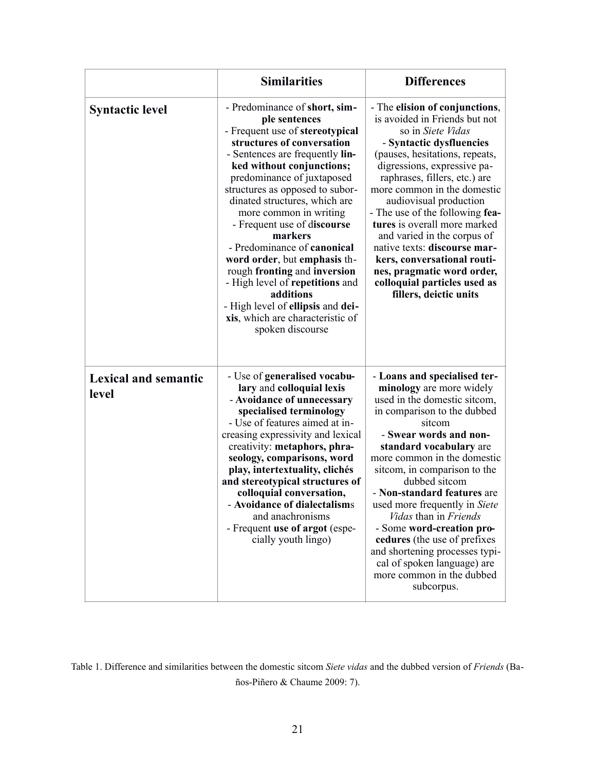| | Similarities | Differences |
|---|---|---|
| **Syntactic level** | - Predominance of **short, simple sentences**<br>- Frequent use of **stereotypical structures of conversation**<br>- Sentences are frequently **linked without conjunctions;** predominance of juxtaposed structures as opposed to subordinated structures, which are more common in writing<br>- Frequent use of d**iscourse markers**<br>- Predominance of **canonical word order**, but **emphasis** through **fronting** and **inversion**<br>- High level of **repetitions** and **additions**<br>- High level of **ellipsis** and **deixis**, which are characteristic of spoken discourse | - The **elision of conjunctions**, is avoided in Friends but not so in *Siete Vidas*<br>- **Syntactic dysfluencies** (pauses, hesitations, repeats, digressions, expressive paraphrases, fillers, etc.) are more common in the domestic audiovisual production<br>- The use of the following **features** is overall more marked and varied in the corpus of native texts: **discourse markers, conversational routines, pragmatic word order, colloquial particles used as fillers, deictic units** |
| **Lexical and semantic level** | - Use of **generalised vocabulary** and **colloquial lexis**<br>- **Avoidance of unnecessary specialised terminology**<br>- Use of features aimed at increasing expressivity and lexical creativity: **metaphors, phraseology, comparisons, word play, intertextuality, clichés and stereotypical structures of colloquial conversation,**<br>- **Avoidance of dialectalism**s and anachronisms<br>- Frequent **use of argot** (especially youth lingo) | - **Loans and specialised terminology** are more widely used in the domestic sitcom, in comparison to the dubbed sitcom<br>- **Swear words and non-standard vocabulary** are more common in the domestic sitcom, in comparison to the dubbed sitcom<br>- **Non-standard features** are used more frequently in *Siete Vidas* than in *Friends*<br>- Some **word-creation procedures** (the use of prefixes and shortening processes typical of spoken language) are more common in the dubbed subcorpus. |

Table 1. Difference and similarities between the domestic sitcom *Siete vidas* and the dubbed version of *Friends* (Baños-Piñero & Chaume 2009: 7).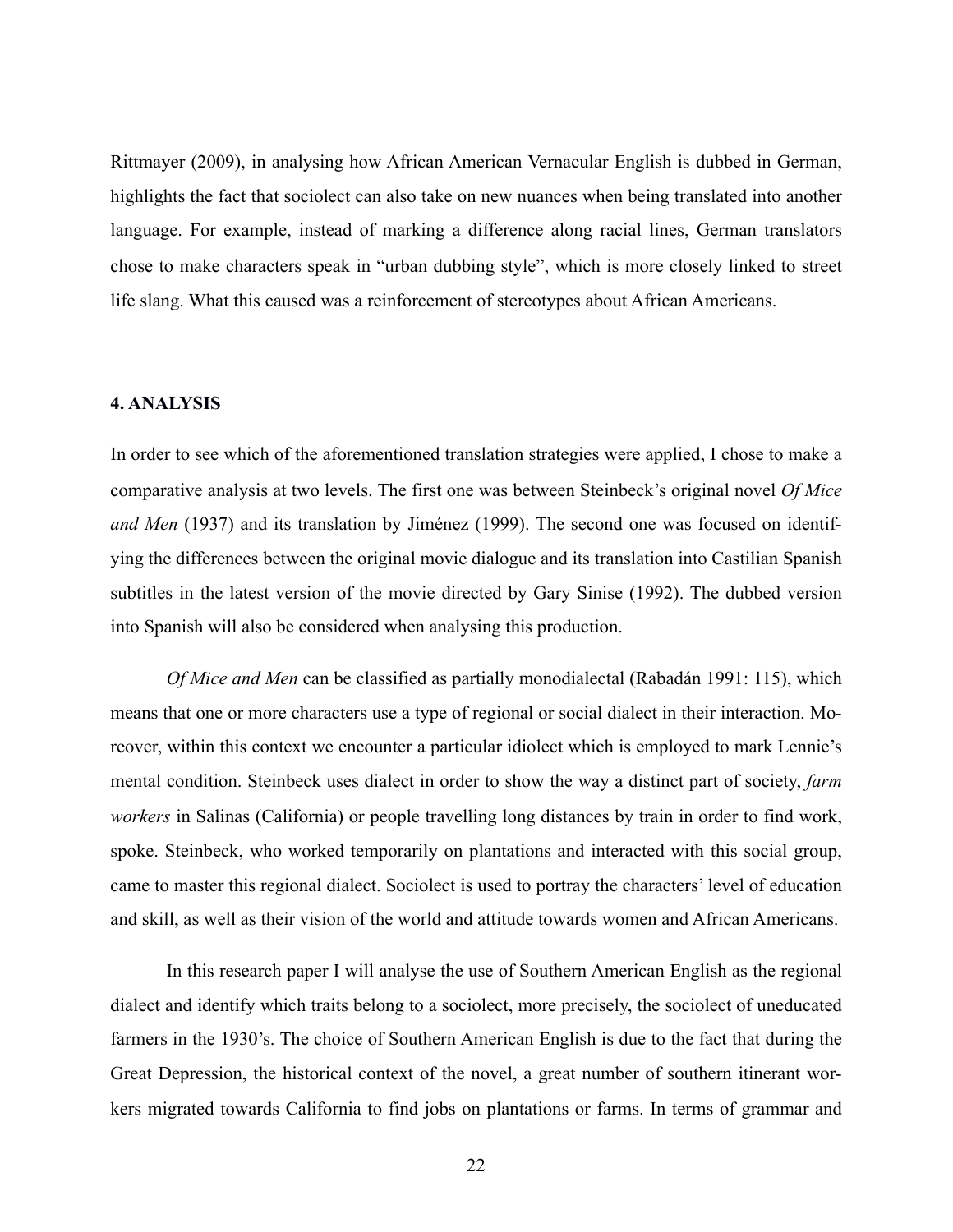Rittmayer (2009), in analysing how African American Vernacular English is dubbed in German, highlights the fact that sociolect can also take on new nuances when being translated into another language. For example, instead of marking a difference along racial lines, German translators chose to make characters speak in "urban dubbing style", which is more closely linked to street life slang. What this caused was a reinforcement of stereotypes about African Americans.

### 4. ANALYSIS

In order to see which of the aforementioned translation strategies were applied, I chose to make a comparative analysis at two levels. The first one was between Steinbeck's original novel *Of Mice and Men* (1937) and its translation by Jiménez (1999). The second one was focused on identifying the differences between the original movie dialogue and its translation into Castilian Spanish subtitles in the latest version of the movie directed by Gary Sinise (1992). The dubbed version into Spanish will also be considered when analysing this production.

*Of Mice and Men* can be classified as partially monodialectal (Rabadán 1991: 115), which means that one or more characters use a type of regional or social dialect in their interaction. Moreover, within this context we encounter a particular idiolect which is employed to mark Lennie's mental condition. Steinbeck uses dialect in order to show the way a distinct part of society, *farm workers* in Salinas (California) or people travelling long distances by train in order to find work, spoke. Steinbeck, who worked temporarily on plantations and interacted with this social group, came to master this regional dialect. Sociolect is used to portray the characters' level of education and skill, as well as their vision of the world and attitude towards women and African Americans.

In this research paper I will analyse the use of Southern American English as the regional dialect and identify which traits belong to a sociolect, more precisely, the sociolect of uneducated farmers in the 1930's. The choice of Southern American English is due to the fact that during the Great Depression, the historical context of the novel, a great number of southern itinerant workers migrated towards California to find jobs on plantations or farms. In terms of grammar and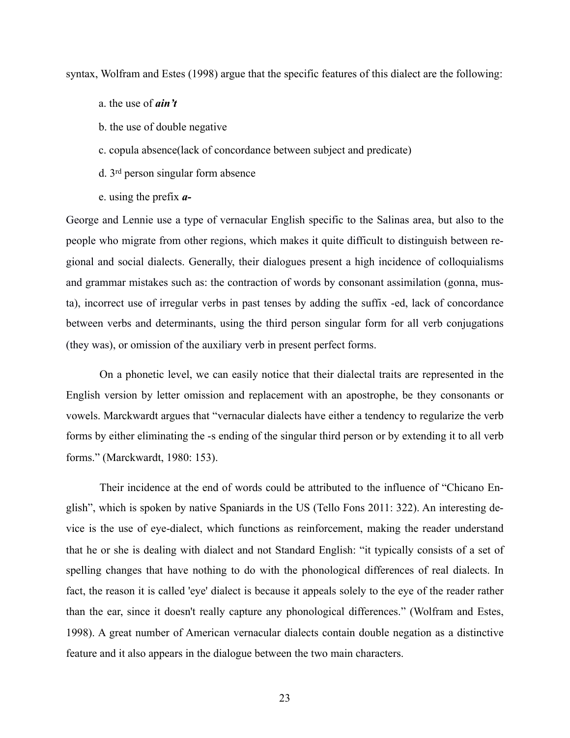syntax, Wolfram and Estes (1998) argue that the specific features of this dialect are the following:

a. the use of ***ain't***

b. the use of double negative

c. copula absence(lack of concordance between subject and predicate)

d. 3rd person singular form absence

e. using the prefix ***a-***

George and Lennie use a type of vernacular English specific to the Salinas area, but also to the people who migrate from other regions, which makes it quite difficult to distinguish between regional and social dialects. Generally, their dialogues present a high incidence of colloquialisms and grammar mistakes such as: the contraction of words by consonant assimilation (gonna, musta), incorrect use of irregular verbs in past tenses by adding the suffix -ed, lack of concordance between verbs and determinants, using the third person singular form for all verb conjugations (they was), or omission of the auxiliary verb in present perfect forms.

On a phonetic level, we can easily notice that their dialectal traits are represented in the English version by letter omission and replacement with an apostrophe, be they consonants or vowels. Marckwardt argues that "vernacular dialects have either a tendency to regularize the verb forms by either eliminating the -s ending of the singular third person or by extending it to all verb forms." (Marckwardt, 1980: 153).

Their incidence at the end of words could be attributed to the influence of "Chicano English", which is spoken by native Spaniards in the US (Tello Fons 2011: 322). An interesting device is the use of eye-dialect, which functions as reinforcement, making the reader understand that he or she is dealing with dialect and not Standard English: "it typically consists of a set of spelling changes that have nothing to do with the phonological differences of real dialects. In fact, the reason it is called 'eye' dialect is because it appeals solely to the eye of the reader rather than the ear, since it doesn't really capture any phonological differences." (Wolfram and Estes, 1998). A great number of American vernacular dialects contain double negation as a distinctive feature and it also appears in the dialogue between the two main characters.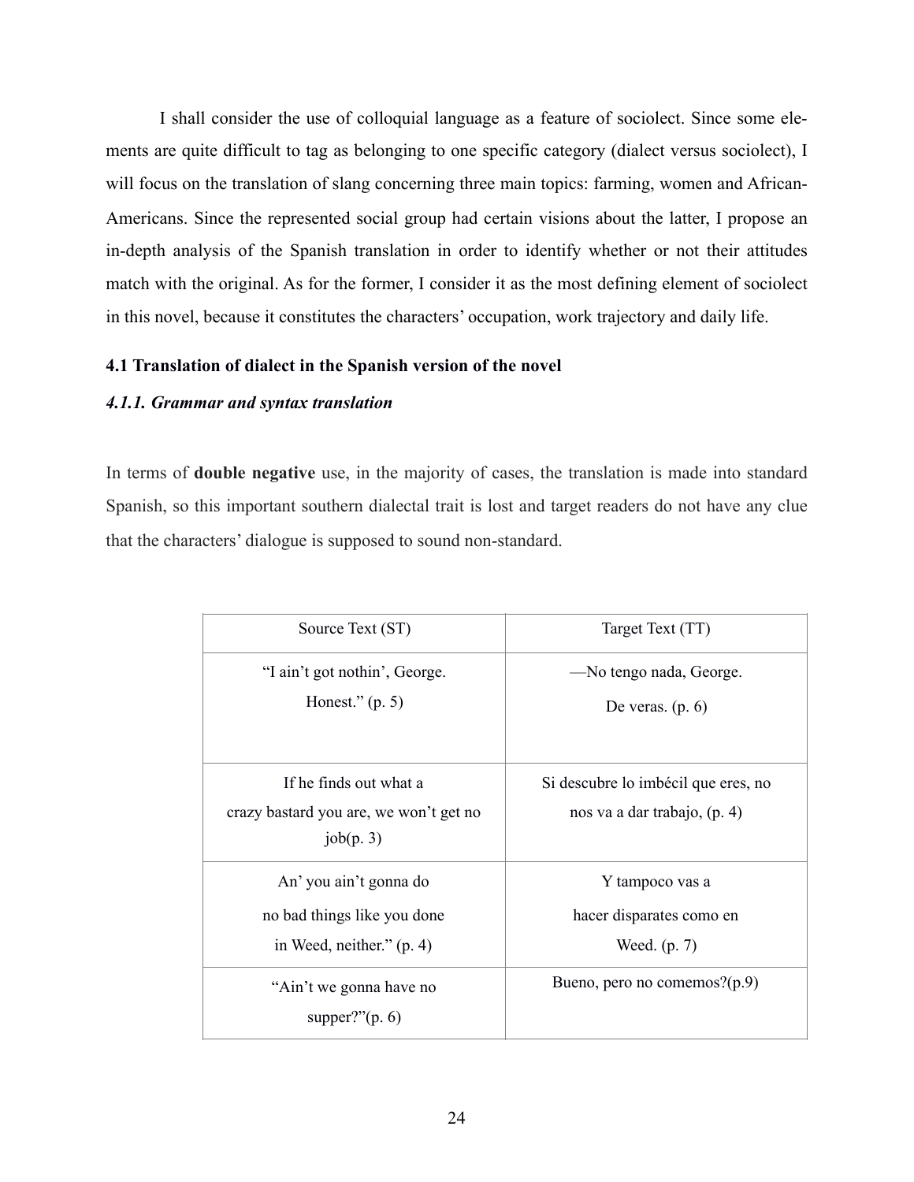I shall consider the use of colloquial language as a feature of sociolect. Since some elements are quite difficult to tag as belonging to one specific category (dialect versus sociolect), I will focus on the translation of slang concerning three main topics: farming, women and African-Americans. Since the represented social group had certain visions about the latter, I propose an in-depth analysis of the Spanish translation in order to identify whether or not their attitudes match with the original. As for the former, I consider it as the most defining element of sociolect in this novel, because it constitutes the characters' occupation, work trajectory and daily life.

### 4.1 Translation of dialect in the Spanish version of the novel

#### *4.1.1. Grammar and syntax translation*

In terms of **double negative** use, in the majority of cases, the translation is made into standard Spanish, so this important southern dialectal trait is lost and target readers do not have any clue that the characters' dialogue is supposed to sound non-standard.

| Source Text (ST) | Target Text (TT) |
|---|---|
| "I ain't got nothin', George. Honest." (p. 5) | —No tengo nada, George. De veras. (p. 6) |
| If he finds out what a crazy bastard you are, we won't get no job(p. 3) | Si descubre lo imbécil que eres, no nos va a dar trabajo, (p. 4) |
| An' you ain't gonna do no bad things like you done in Weed, neither." (p. 4) | Y tampoco vas a hacer disparates como en Weed. (p. 7) |
| "Ain't we gonna have no supper?"(p. 6) | Bueno, pero no comemos?(p.9) |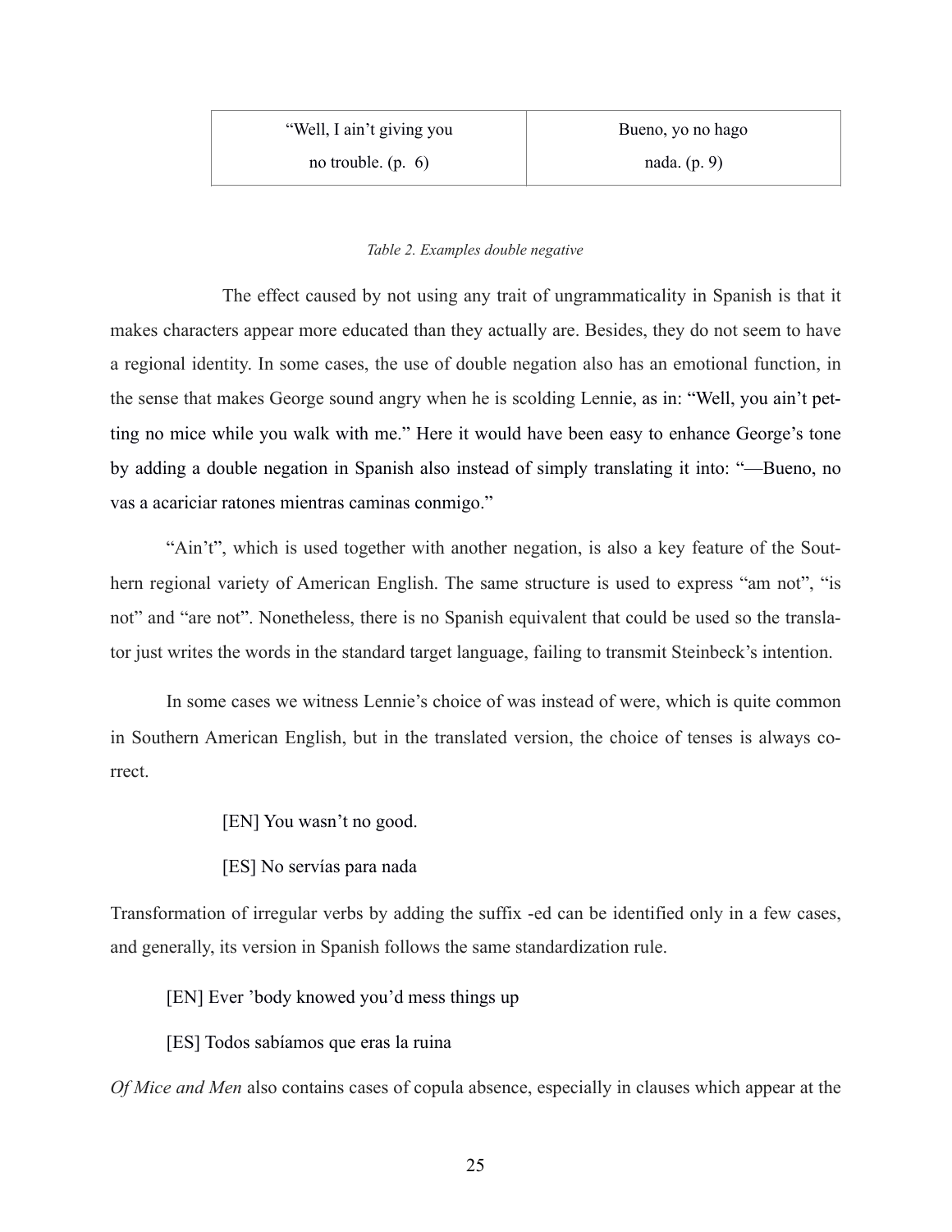| "Well, I ain't giving you no trouble. (p. 6) | Bueno, yo no hago nada. (p. 9) |
|---|---|

*Table 2. Examples double negative*

The effect caused by not using any trait of ungrammaticality in Spanish is that it makes characters appear more educated than they actually are. Besides, they do not seem to have a regional identity. In some cases, the use of double negation also has an emotional function, in the sense that makes George sound angry when he is scolding Lennie, as in: "Well, you ain't petting no mice while you walk with me." Here it would have been easy to enhance George's tone by adding a double negation in Spanish also instead of simply translating it into: "—Bueno, no vas a acariciar ratones mientras caminas conmigo."

"Ain't", which is used together with another negation, is also a key feature of the Southern regional variety of American English. The same structure is used to express "am not", "is not" and "are not". Nonetheless, there is no Spanish equivalent that could be used so the translator just writes the words in the standard target language, failing to transmit Steinbeck's intention.

In some cases we witness Lennie's choice of was instead of were, which is quite common in Southern American English, but in the translated version, the choice of tenses is always correct.

[EN] You wasn't no good.

[ES] No servías para nada

Transformation of irregular verbs by adding the suffix -ed can be identified only in a few cases, and generally, its version in Spanish follows the same standardization rule.

[EN] Ever 'body knowed you'd mess things up

[ES] Todos sabíamos que eras la ruina

*Of Mice and Men* also contains cases of copula absence, especially in clauses which appear at the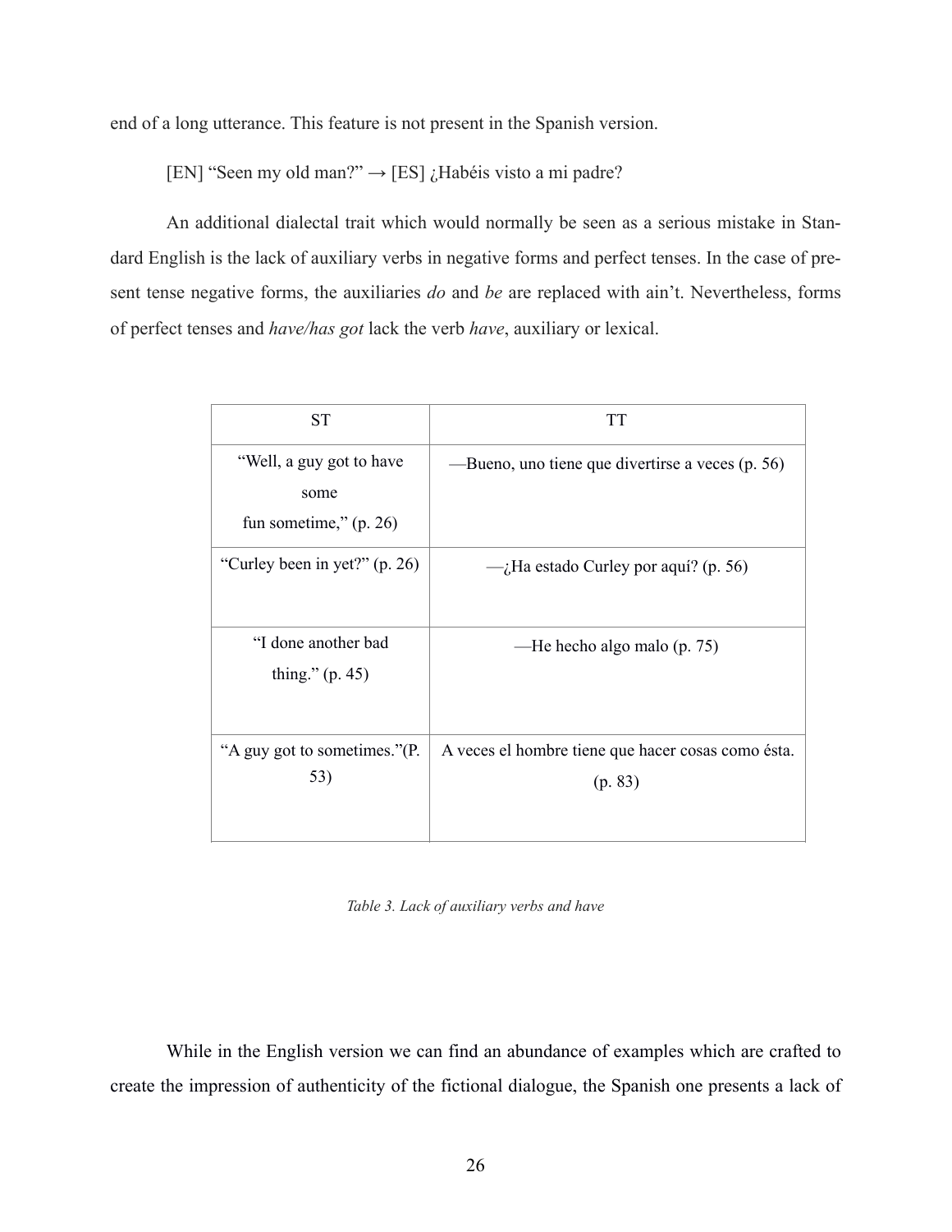end of a long utterance. This feature is not present in the Spanish version.

[EN] "Seen my old man?" → [ES] ¿Habéis visto a mi padre?

An additional dialectal trait which would normally be seen as a serious mistake in Standard English is the lack of auxiliary verbs in negative forms and perfect tenses. In the case of present tense negative forms, the auxiliaries *do* and *be* are replaced with ain't. Nevertheless, forms of perfect tenses and *have/has got* lack the verb *have*, auxiliary or lexical.

| ST | TT |
|---|---|
| "Well, a guy got to have some fun sometime," (p. 26) | —Bueno, uno tiene que divertirse a veces (p. 56) |
| "Curley been in yet?" (p. 26) | —¿Ha estado Curley por aquí? (p. 56) |
| "I done another bad thing." (p. 45) | —He hecho algo malo (p. 75) |
| "A guy got to sometimes."(P. 53) | A veces el hombre tiene que hacer cosas como ésta. (p. 83) |

*Table 3. Lack of auxiliary verbs and have*

While in the English version we can find an abundance of examples which are crafted to create the impression of authenticity of the fictional dialogue, the Spanish one presents a lack of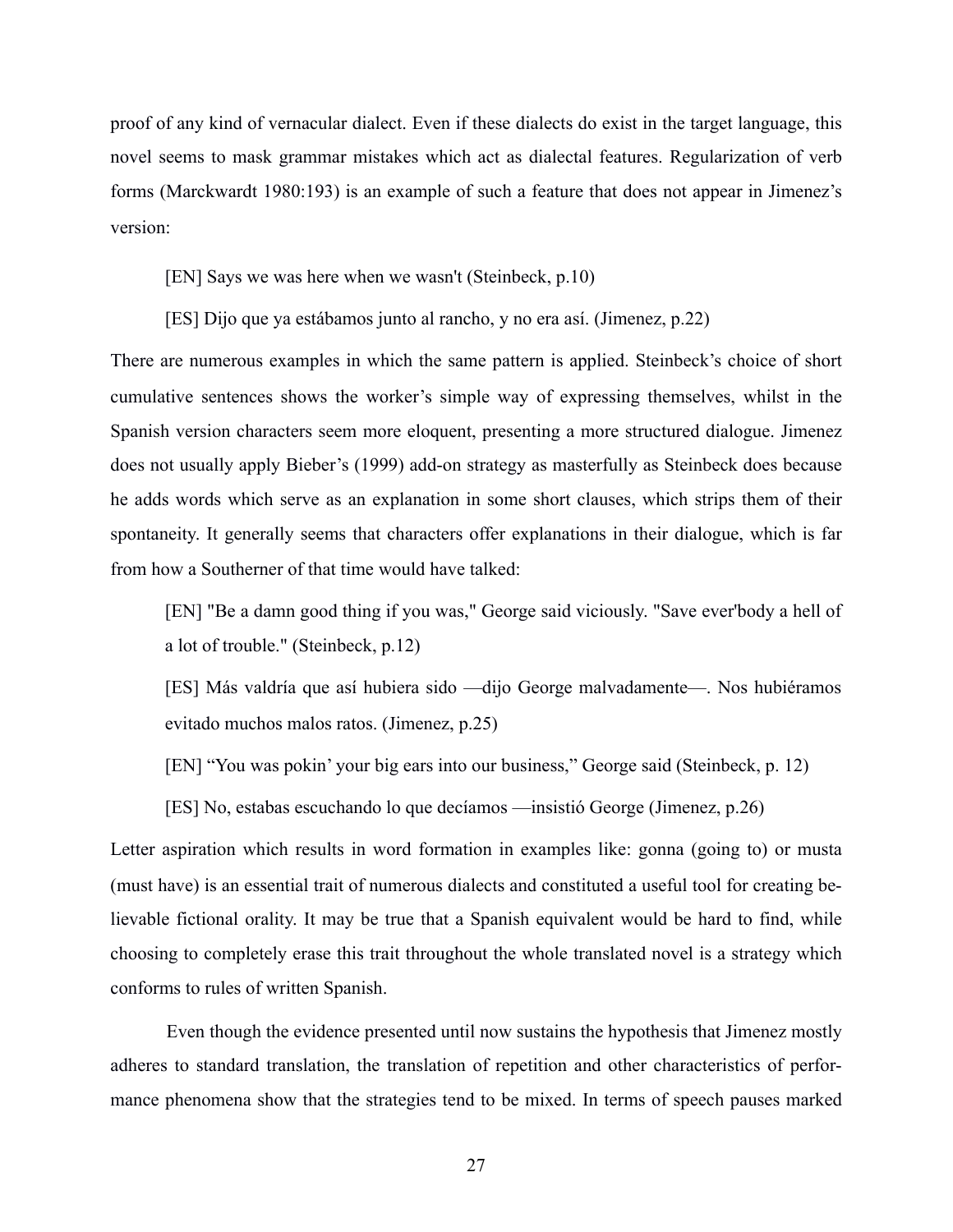proof of any kind of vernacular dialect. Even if these dialects do exist in the target language, this novel seems to mask grammar mistakes which act as dialectal features. Regularization of verb forms (Marckwardt 1980:193) is an example of such a feature that does not appear in Jimenez's version:

> [EN] Says we was here when we wasn't (Steinbeck, p.10)
>
> [ES] Dijo que ya estábamos junto al rancho, y no era así. (Jimenez, p.22)

There are numerous examples in which the same pattern is applied. Steinbeck's choice of short cumulative sentences shows the worker's simple way of expressing themselves, whilst in the Spanish version characters seem more eloquent, presenting a more structured dialogue. Jimenez does not usually apply Bieber's (1999) add-on strategy as masterfully as Steinbeck does because he adds words which serve as an explanation in some short clauses, which strips them of their spontaneity. It generally seems that characters offer explanations in their dialogue, which is far from how a Southerner of that time would have talked:

> [EN] "Be a damn good thing if you was," George said viciously. "Save ever'body a hell of a lot of trouble." (Steinbeck, p.12)
>
> [ES] Más valdría que así hubiera sido —dijo George malvadamente—. Nos hubiéramos evitado muchos malos ratos. (Jimenez, p.25)
>
> [EN] "You was pokin' your big ears into our business," George said (Steinbeck, p. 12)
>
> [ES] No, estabas escuchando lo que decíamos —insistió George (Jimenez, p.26)

Letter aspiration which results in word formation in examples like: gonna (going to) or musta (must have) is an essential trait of numerous dialects and constituted a useful tool for creating believable fictional orality. It may be true that a Spanish equivalent would be hard to find, while choosing to completely erase this trait throughout the whole translated novel is a strategy which conforms to rules of written Spanish.

Even though the evidence presented until now sustains the hypothesis that Jimenez mostly adheres to standard translation, the translation of repetition and other characteristics of performance phenomena show that the strategies tend to be mixed. In terms of speech pauses marked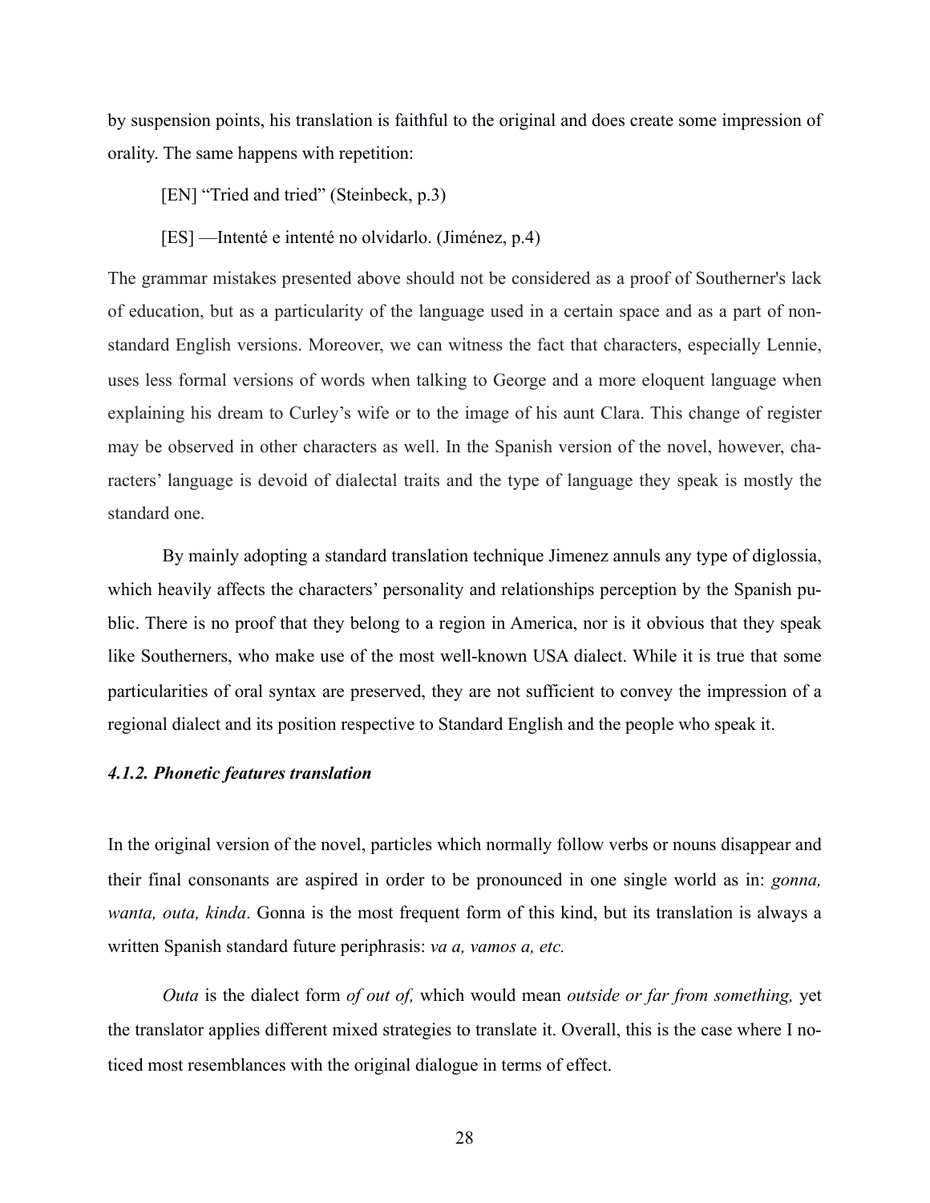by suspension points, his translation is faithful to the original and does create some impression of orality. The same happens with repetition:

[EN] “Tried and tried” (Steinbeck, p.3)

[ES] —Intenté e intenté no olvidarlo. (Jiménez, p.4)

The grammar mistakes presented above should not be considered as a proof of Southerner's lack of education, but as a particularity of the language used in a certain space and as a part of non-standard English versions. Moreover, we can witness the fact that characters, especially Lennie, uses less formal versions of words when talking to George and a more eloquent language when explaining his dream to Curley’s wife or to the image of his aunt Clara. This change of register may be observed in other characters as well. In the Spanish version of the novel, however, characters’ language is devoid of dialectal traits and the type of language they speak is mostly the standard one.

By mainly adopting a standard translation technique Jimenez annuls any type of diglossia, which heavily affects the characters’ personality and relationships perception by the Spanish public. There is no proof that they belong to a region in America, nor is it obvious that they speak like Southerners, who make use of the most well-known USA dialect. While it is true that some particularities of oral syntax are preserved, they are not sufficient to convey the impression of a regional dialect and its position respective to Standard English and the people who speak it.

#### *4.1.2. Phonetic features translation*

In the original version of the novel, particles which normally follow verbs or nouns disappear and their final consonants are aspired in order to be pronounced in one single world as in: *gonna, wanta, outa, kinda*. Gonna is the most frequent form of this kind, but its translation is always a written Spanish standard future periphrasis: *va a, vamos a, etc.*

*Outa* is the dialect form *of out of,* which would mean *outside or far from something,* yet the translator applies different mixed strategies to translate it. Overall, this is the case where I noticed most resemblances with the original dialogue in terms of effect.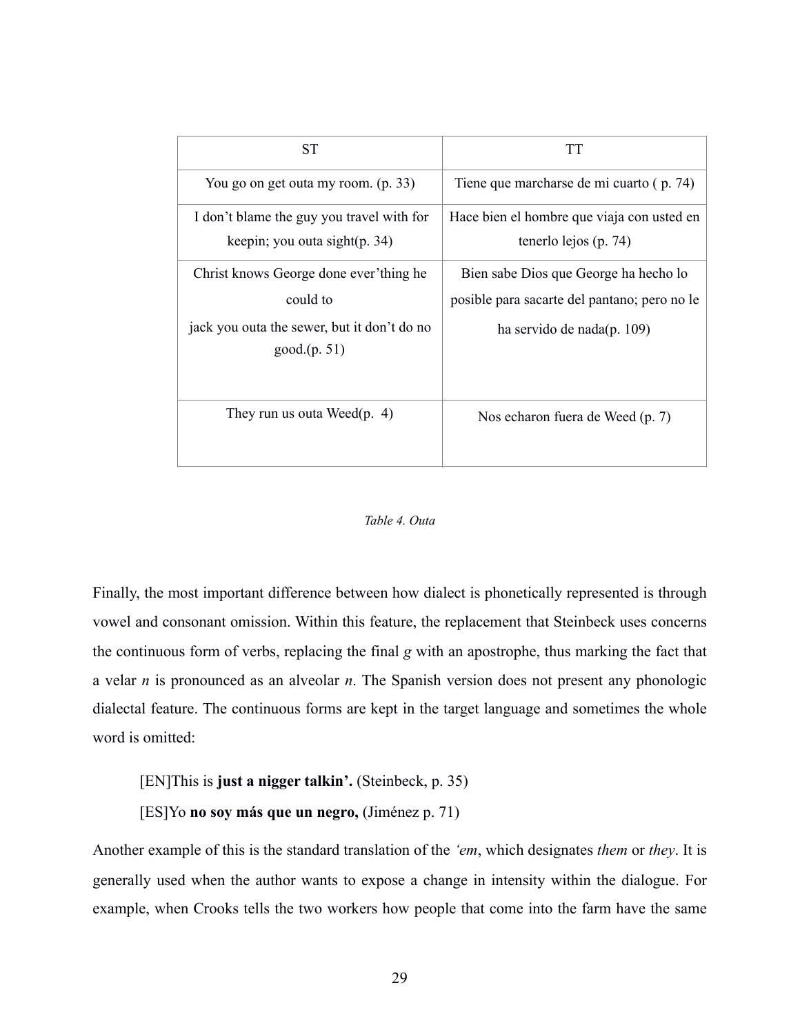| ST | TT |
| --- | --- |
| You go on get outa my room. (p. 33) | Tiene que marcharse de mi cuarto ( p. 74) |
| I don't blame the guy you travel with for keepin; you outa sight(p. 34) | Hace bien el hombre que viaja con usted en tenerlo lejos (p. 74) |
| Christ knows George done ever'thing he could to jack you outa the sewer, but it don't do no good.(p. 51) | Bien sabe Dios que George ha hecho lo posible para sacarte del pantano; pero no le ha servido de nada(p. 109) |
| They run us outa Weed(p. 4) | Nos echaron fuera de Weed (p. 7) |

*Table 4. Outa*

Finally, the most important difference between how dialect is phonetically represented is through vowel and consonant omission. Within this feature, the replacement that Steinbeck uses concerns the continuous form of verbs, replacing the final *g* with an apostrophe, thus marking the fact that a velar *n* is pronounced as an alveolar *n*. The Spanish version does not present any phonologic dialectal feature. The continuous forms are kept in the target language and sometimes the whole word is omitted:

> [EN]This is **just a nigger talkin'.** (Steinbeck, p. 35)
>
> [ES]Yo **no soy más que un negro,** (Jiménez p. 71)

Another example of this is the standard translation of the *'em*, which designates *them* or *they*. It is generally used when the author wants to expose a change in intensity within the dialogue. For example, when Crooks tells the two workers how people that come into the farm have the same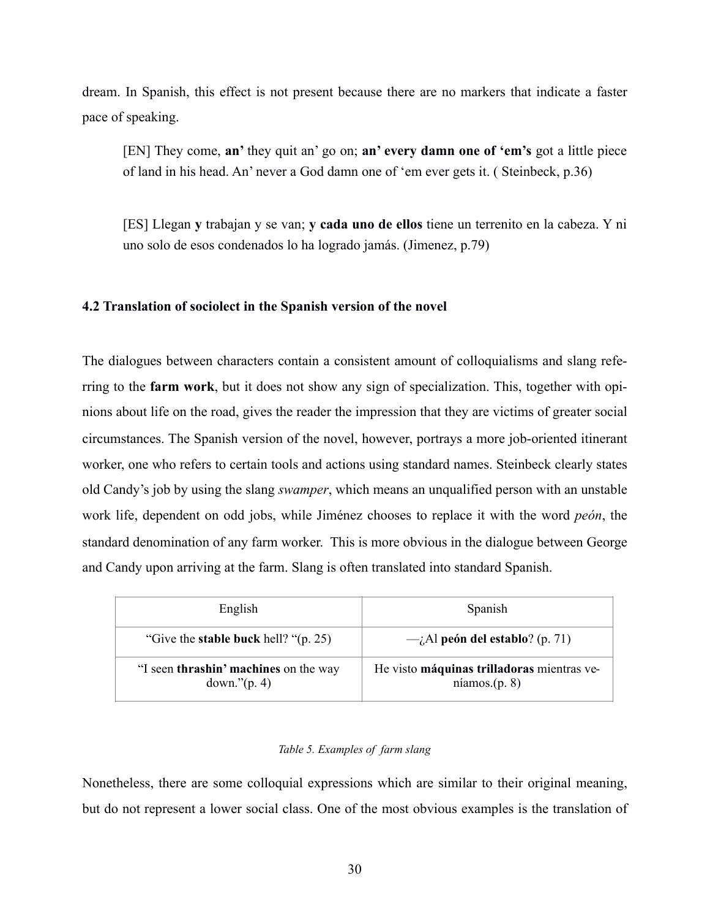dream. In Spanish, this effect is not present because there are no markers that indicate a faster pace of speaking.

> [EN] They come, **an'** they quit an' go on; **an' every damn one of 'em's** got a little piece of land in his head. An' never a God damn one of 'em ever gets it. ( Steinbeck, p.36)

> [ES] Llegan **y** trabajan y se van; **y cada uno de ellos** tiene un terrenito en la cabeza. Y ni uno solo de esos condenados lo ha logrado jamás. (Jimenez, p.79)

### 4.2 Translation of sociolect in the Spanish version of the novel

The dialogues between characters contain a consistent amount of colloquialisms and slang referring to the **farm work**, but it does not show any sign of specialization. This, together with opinions about life on the road, gives the reader the impression that they are victims of greater social circumstances. The Spanish version of the novel, however, portrays a more job-oriented itinerant worker, one who refers to certain tools and actions using standard names. Steinbeck clearly states old Candy's job by using the slang *swamper*, which means an unqualified person with an unstable work life, dependent on odd jobs, while Jiménez chooses to replace it with the word *peón*, the standard denomination of any farm worker. This is more obvious in the dialogue between George and Candy upon arriving at the farm. Slang is often translated into standard Spanish.

| English | Spanish |
|---|---|
| "Give the **stable buck** hell? "(p. 25) | —¿Al **peón del establo**? (p. 71) |
| "I seen **thrashin' machines** on the way down."(p. 4) | He visto **máquinas trilladoras** mientras veníamos.(p. 8) |

*Table 5. Examples of farm slang*

Nonetheless, there are some colloquial expressions which are similar to their original meaning, but do not represent a lower social class. One of the most obvious examples is the translation of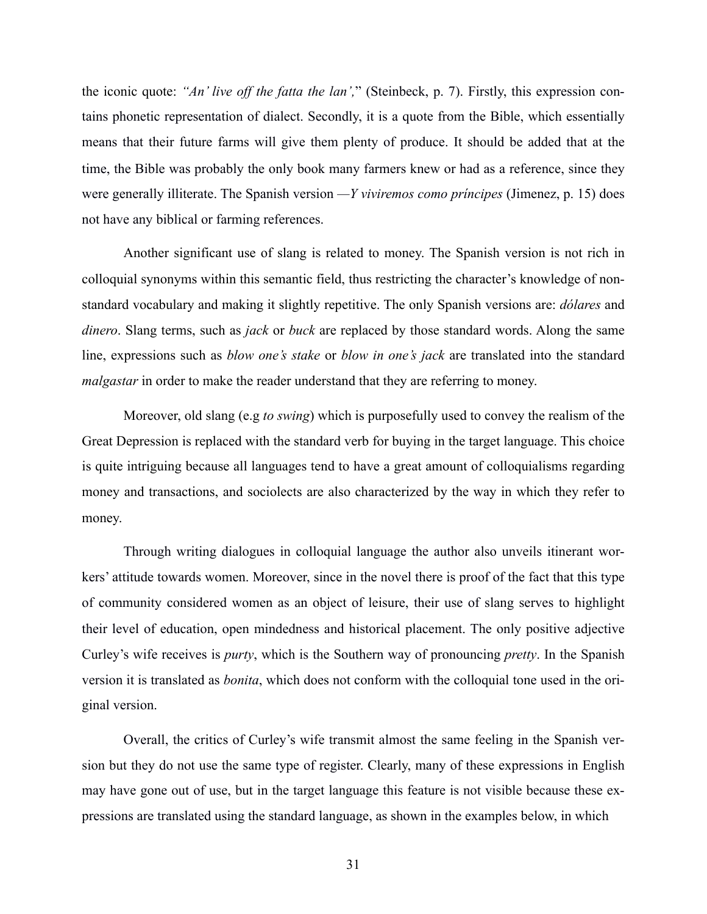the iconic quote: *"An' live off the fatta the lan',*" (Steinbeck, p. 7). Firstly, this expression contains phonetic representation of dialect. Secondly, it is a quote from the Bible, which essentially means that their future farms will give them plenty of produce. It should be added that at the time, the Bible was probably the only book many farmers knew or had as a reference, since they were generally illiterate. The Spanish version —*Y viviremos como príncipes* (Jimenez, p. 15) does not have any biblical or farming references.

Another significant use of slang is related to money. The Spanish version is not rich in colloquial synonyms within this semantic field, thus restricting the character's knowledge of non-standard vocabulary and making it slightly repetitive. The only Spanish versions are: *dólares* and *dinero*. Slang terms, such as *jack* or *buck* are replaced by those standard words. Along the same line, expressions such as *blow one's stake* or *blow in one's jack* are translated into the standard *malgastar* in order to make the reader understand that they are referring to money.

Moreover, old slang (e.g *to swing*) which is purposefully used to convey the realism of the Great Depression is replaced with the standard verb for buying in the target language. This choice is quite intriguing because all languages tend to have a great amount of colloquialisms regarding money and transactions, and sociolects are also characterized by the way in which they refer to money.

Through writing dialogues in colloquial language the author also unveils itinerant workers' attitude towards women. Moreover, since in the novel there is proof of the fact that this type of community considered women as an object of leisure, their use of slang serves to highlight their level of education, open mindedness and historical placement. The only positive adjective Curley's wife receives is *purty*, which is the Southern way of pronouncing *pretty*. In the Spanish version it is translated as *bonita*, which does not conform with the colloquial tone used in the original version.

Overall, the critics of Curley's wife transmit almost the same feeling in the Spanish version but they do not use the same type of register. Clearly, many of these expressions in English may have gone out of use, but in the target language this feature is not visible because these expressions are translated using the standard language, as shown in the examples below, in which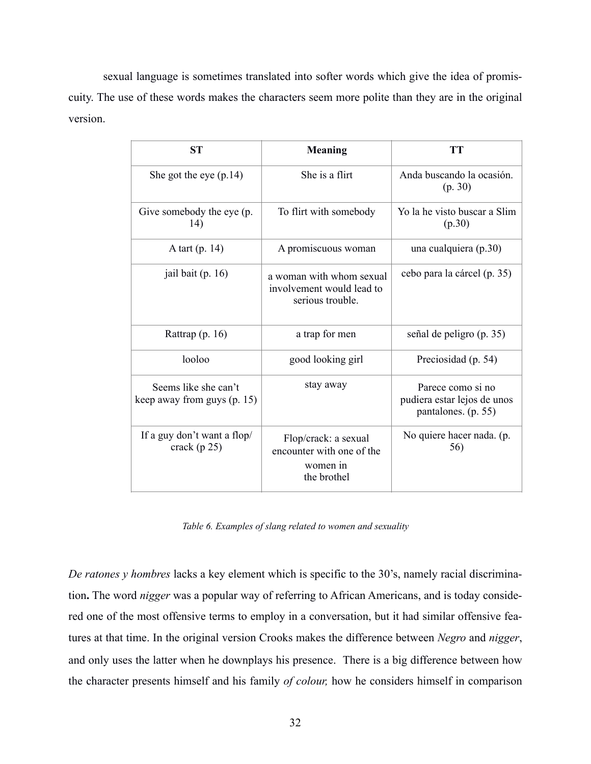sexual language is sometimes translated into softer words which give the idea of promiscuity. The use of these words makes the characters seem more polite than they are in the original version.

| ST | Meaning | TT |
|---|---|---|
| She got the eye (p.14) | She is a flirt | Anda buscando la ocasión. (p. 30) |
| Give somebody the eye (p. 14) | To flirt with somebody | Yo la he visto buscar a Slim (p.30) |
| A tart (p. 14) | A promiscuous woman | una cualquiera (p.30) |
| jail bait (p. 16) | a woman with whom sexual involvement would lead to serious trouble. | cebo para la cárcel (p. 35) |
| Rattrap (p. 16) | a trap for men | señal de peligro (p. 35) |
| looloo | good looking girl | Preciosidad (p. 54) |
| Seems like she can't keep away from guys (p. 15) | stay away | Parece como si no pudiera estar lejos de unos pantalones. (p. 55) |
| If a guy don't want a flop/ crack (p 25) | Flop/crack: a sexual encounter with one of the women in the brothel | No quiere hacer nada. (p. 56) |

*Table 6. Examples of slang related to women and sexuality*

*De ratones y hombres* lacks a key element which is specific to the 30's, namely racial discrimination**.** The word *nigger* was a popular way of referring to African Americans, and is today considered one of the most offensive terms to employ in a conversation, but it had similar offensive features at that time. In the original version Crooks makes the difference between *Negro* and *nigger*, and only uses the latter when he downplays his presence. There is a big difference between how the character presents himself and his family *of colour,* how he considers himself in comparison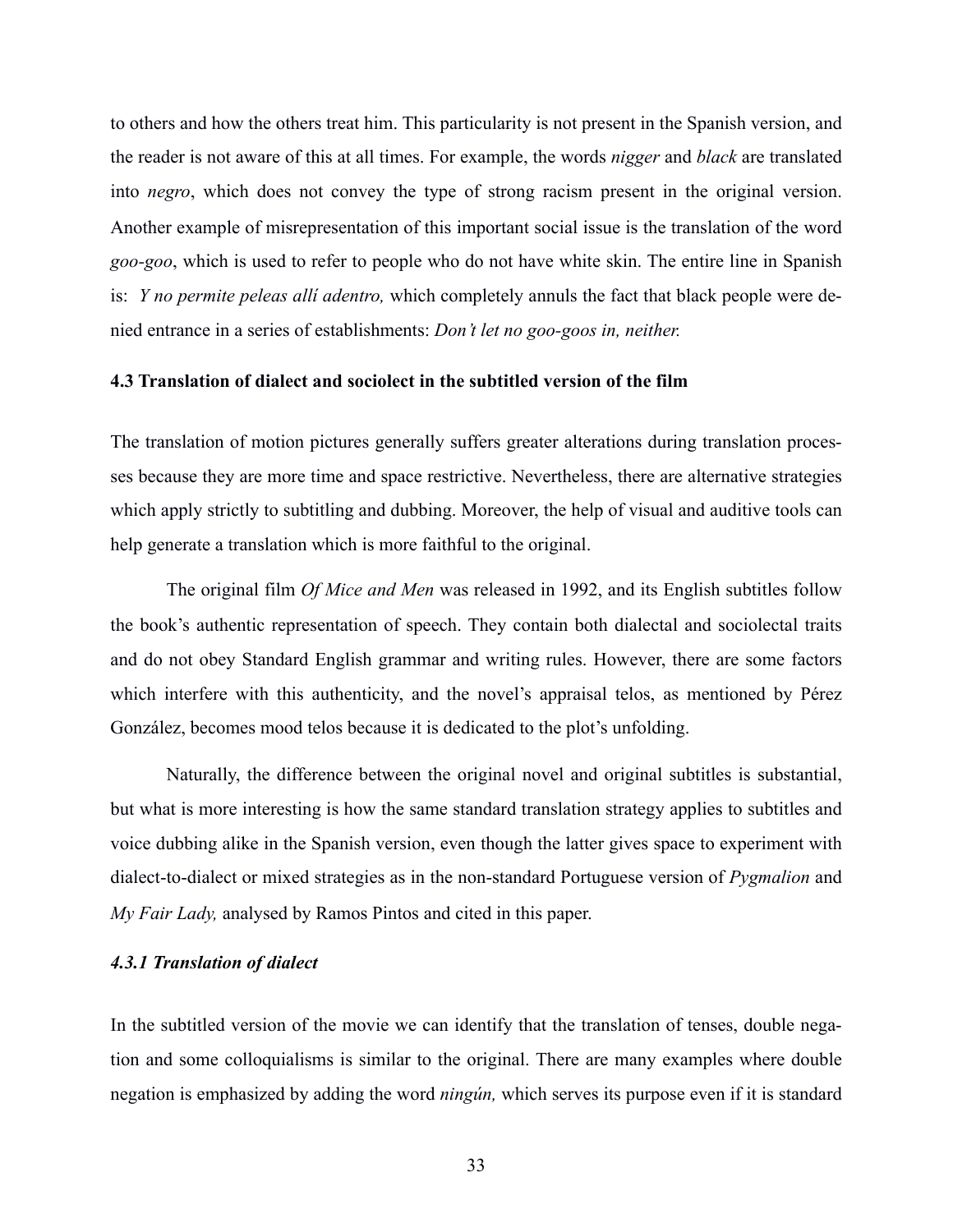to others and how the others treat him. This particularity is not present in the Spanish version, and the reader is not aware of this at all times. For example, the words *nigger* and *black* are translated into *negro*, which does not convey the type of strong racism present in the original version. Another example of misrepresentation of this important social issue is the translation of the word *goo-goo*, which is used to refer to people who do not have white skin. The entire line in Spanish is: *Y no permite peleas allí adentro,* which completely annuls the fact that black people were denied entrance in a series of establishments: *Don't let no goo-goos in, neither.*

### 4.3 Translation of dialect and sociolect in the subtitled version of the film

The translation of motion pictures generally suffers greater alterations during translation processes because they are more time and space restrictive. Nevertheless, there are alternative strategies which apply strictly to subtitling and dubbing. Moreover, the help of visual and auditive tools can help generate a translation which is more faithful to the original.

The original film *Of Mice and Men* was released in 1992, and its English subtitles follow the book's authentic representation of speech. They contain both dialectal and sociolectal traits and do not obey Standard English grammar and writing rules. However, there are some factors which interfere with this authenticity, and the novel's appraisal telos, as mentioned by Pérez González, becomes mood telos because it is dedicated to the plot's unfolding.

Naturally, the difference between the original novel and original subtitles is substantial, but what is more interesting is how the same standard translation strategy applies to subtitles and voice dubbing alike in the Spanish version, even though the latter gives space to experiment with dialect-to-dialect or mixed strategies as in the non-standard Portuguese version of *Pygmalion* and *My Fair Lady,* analysed by Ramos Pintos and cited in this paper.

#### *4.3.1 Translation of dialect*

In the subtitled version of the movie we can identify that the translation of tenses, double negation and some colloquialisms is similar to the original. There are many examples where double negation is emphasized by adding the word *ningún,* which serves its purpose even if it is standard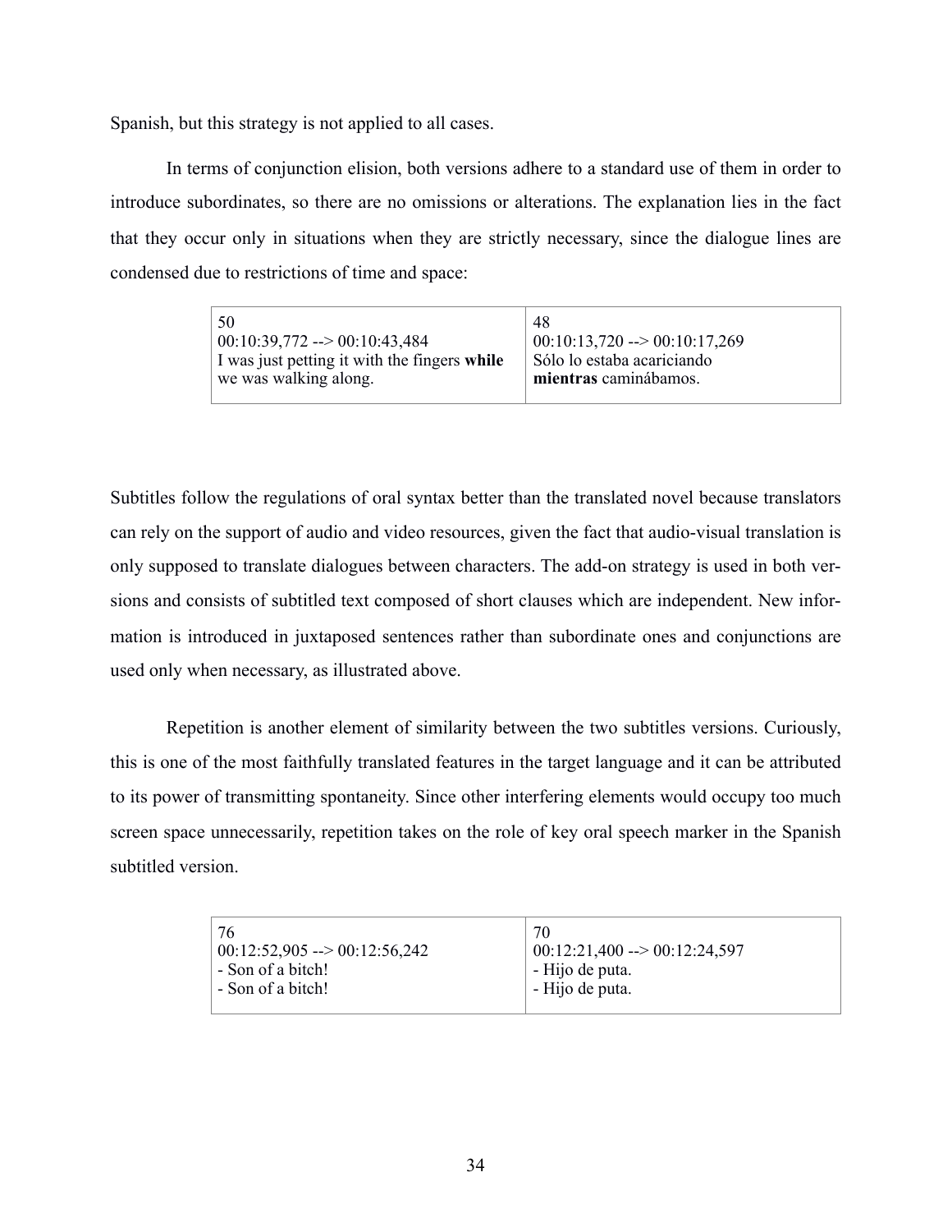Spanish, but this strategy is not applied to all cases.

In terms of conjunction elision, both versions adhere to a standard use of them in order to introduce subordinates, so there are no omissions or alterations. The explanation lies in the fact that they occur only in situations when they are strictly necessary, since the dialogue lines are condensed due to restrictions of time and space:

| 50<br>00:10:39,772 --> 00:10:43,484<br>I was just petting it with the fingers **while** we was walking along. | 48<br>00:10:13,720 --> 00:10:17,269<br>Sólo lo estaba acariciando **mientras** caminábamos. |
|---|---|

Subtitles follow the regulations of oral syntax better than the translated novel because translators can rely on the support of audio and video resources, given the fact that audio-visual translation is only supposed to translate dialogues between characters. The add-on strategy is used in both versions and consists of subtitled text composed of short clauses which are independent. New information is introduced in juxtaposed sentences rather than subordinate ones and conjunctions are used only when necessary, as illustrated above.

Repetition is another element of similarity between the two subtitles versions. Curiously, this is one of the most faithfully translated features in the target language and it can be attributed to its power of transmitting spontaneity. Since other interfering elements would occupy too much screen space unnecessarily, repetition takes on the role of key oral speech marker in the Spanish subtitled version.

| 76<br>00:12:52,905 --> 00:12:56,242<br>- Son of a bitch!<br>- Son of a bitch! | 70<br>00:12:21,400 --> 00:12:24,597<br>- Hijo de puta.<br>- Hijo de puta. |
|---|---|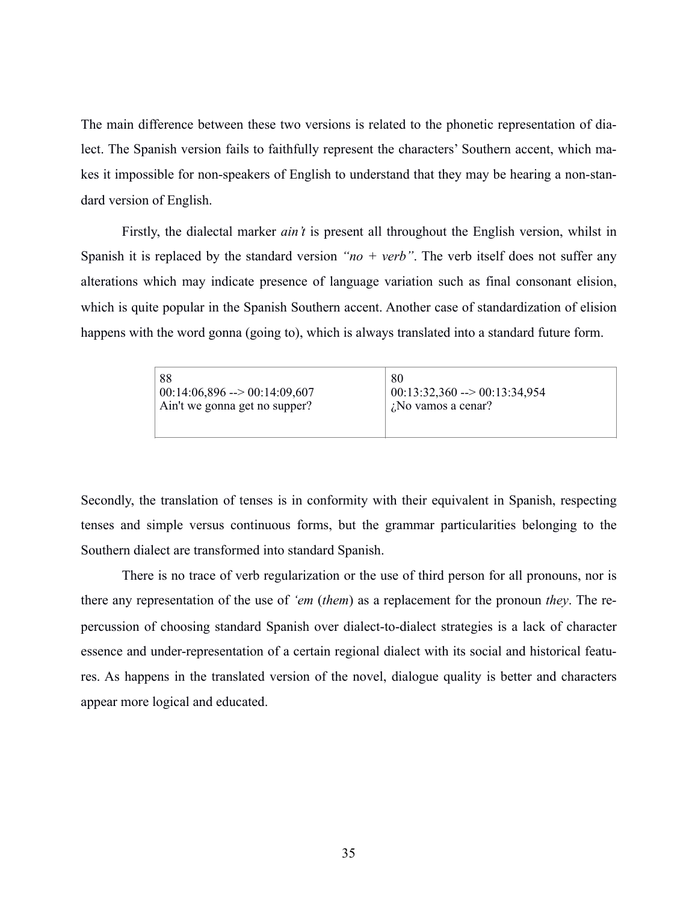The main difference between these two versions is related to the phonetic representation of dialect. The Spanish version fails to faithfully represent the characters' Southern accent, which makes it impossible for non-speakers of English to understand that they may be hearing a non-standard version of English.

Firstly, the dialectal marker *ain't* is present all throughout the English version, whilst in Spanish it is replaced by the standard version *"no + verb"*. The verb itself does not suffer any alterations which may indicate presence of language variation such as final consonant elision, which is quite popular in the Spanish Southern accent. Another case of standardization of elision happens with the word gonna (going to), which is always translated into a standard future form.

| 88<br>00:14:06,896 --> 00:14:09,607<br>Ain't we gonna get no supper? | 80<br>00:13:32,360 --> 00:13:34,954<br>¿No vamos a cenar? |
|---|---|

Secondly, the translation of tenses is in conformity with their equivalent in Spanish, respecting tenses and simple versus continuous forms, but the grammar particularities belonging to the Southern dialect are transformed into standard Spanish.

There is no trace of verb regularization or the use of third person for all pronouns, nor is there any representation of the use of *'em* (*them*) as a replacement for the pronoun *they*. The repercussion of choosing standard Spanish over dialect-to-dialect strategies is a lack of character essence and under-representation of a certain regional dialect with its social and historical features. As happens in the translated version of the novel, dialogue quality is better and characters appear more logical and educated.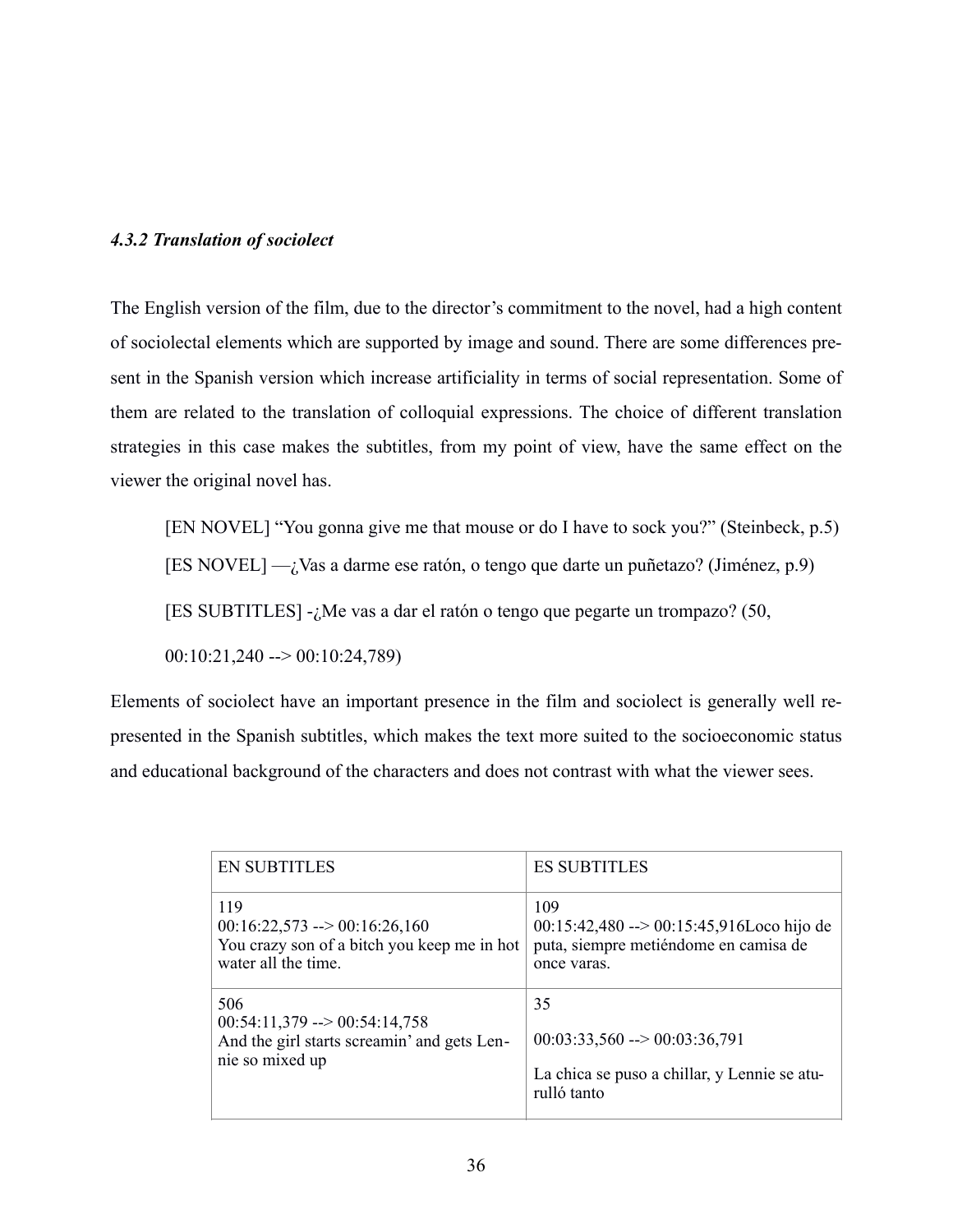#### *4.3.2 Translation of sociolect*

The English version of the film, due to the director's commitment to the novel, had a high content of sociolectal elements which are supported by image and sound. There are some differences present in the Spanish version which increase artificiality in terms of social representation. Some of them are related to the translation of colloquial expressions. The choice of different translation strategies in this case makes the subtitles, from my point of view, have the same effect on the viewer the original novel has.

> [EN NOVEL] "You gonna give me that mouse or do I have to sock you?" (Steinbeck, p.5)
>
> [ES NOVEL] —¿Vas a darme ese ratón, o tengo que darte un puñetazo? (Jiménez, p.9)
>
> [ES SUBTITLES] -¿Me vas a dar el ratón o tengo que pegarte un trompazo? (50, 00:10:21,240 --> 00:10:24,789)

Elements of sociolect have an important presence in the film and sociolect is generally well represented in the Spanish subtitles, which makes the text more suited to the socioeconomic status and educational background of the characters and does not contrast with what the viewer sees.

| EN SUBTITLES | ES SUBTITLES |
|---|---|
| 119<br>00:16:22,573 --> 00:16:26,160<br>You crazy son of a bitch you keep me in hot water all the time. | 109<br>00:15:42,480 --> 00:15:45,916Loco hijo de puta, siempre metiéndome en camisa de once varas. |
| 506<br>00:54:11,379 --> 00:54:14,758<br>And the girl starts screamin' and gets Lennie so mixed up | 35<br>00:03:33,560 --> 00:03:36,791<br>La chica se puso a chillar, y Lennie se aturulló tanto |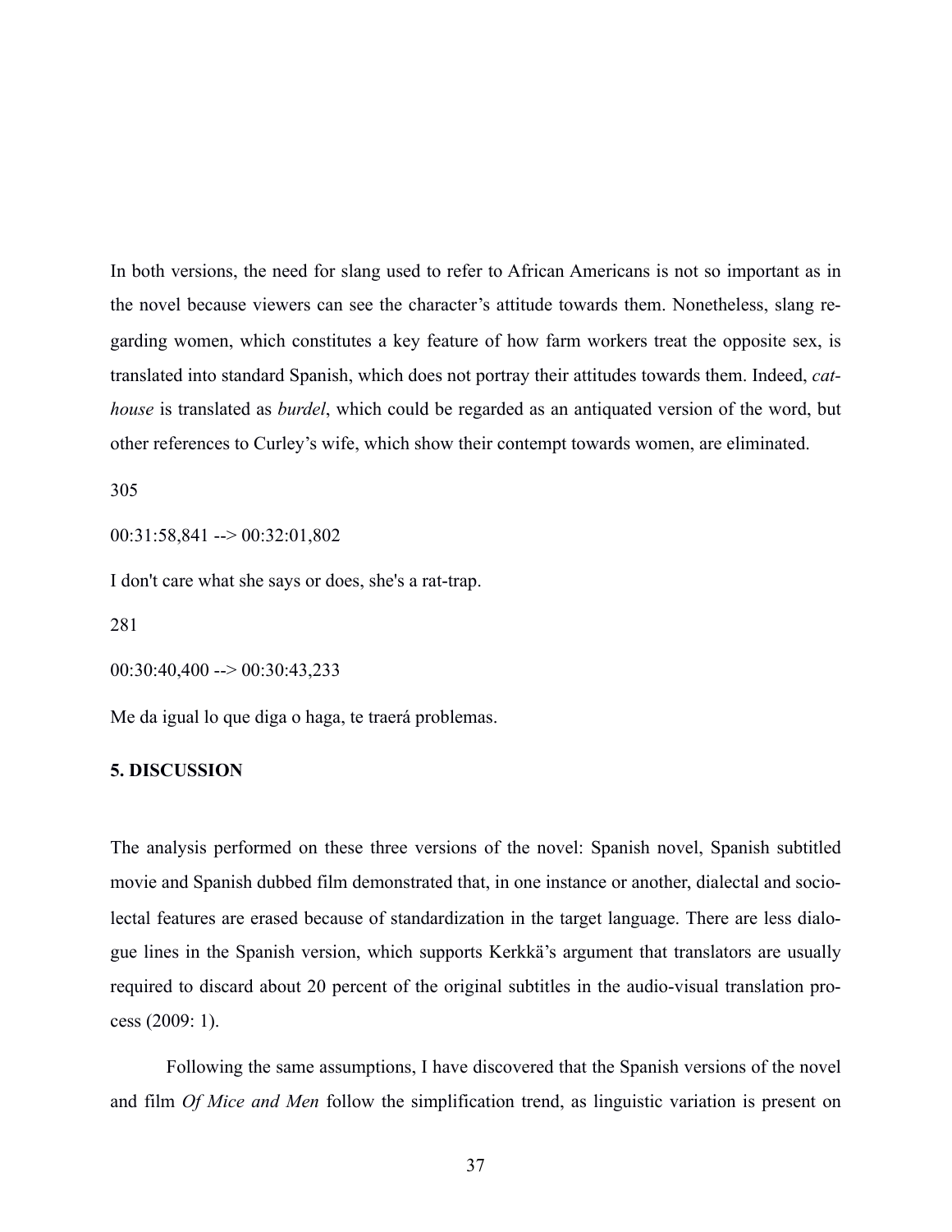In both versions, the need for slang used to refer to African Americans is not so important as in the novel because viewers can see the character's attitude towards them. Nonetheless, slang regarding women, which constitutes a key feature of how farm workers treat the opposite sex, is translated into standard Spanish, which does not portray their attitudes towards them. Indeed, *cat-house* is translated as *burdel*, which could be regarded as an antiquated version of the word, but other references to Curley's wife, which show their contempt towards women, are eliminated.

305

00:31:58,841 --> 00:32:01,802

I don't care what she says or does, she's a rat-trap.

281

00:30:40,400 --> 00:30:43,233

Me da igual lo que diga o haga, te traerá problemas.

## 5. DISCUSSION

The analysis performed on these three versions of the novel: Spanish novel, Spanish subtitled movie and Spanish dubbed film demonstrated that, in one instance or another, dialectal and sociolectal features are erased because of standardization in the target language. There are less dialogue lines in the Spanish version, which supports Kerkkä's argument that translators are usually required to discard about 20 percent of the original subtitles in the audio-visual translation process (2009: 1).

Following the same assumptions, I have discovered that the Spanish versions of the novel and film *Of Mice and Men* follow the simplification trend, as linguistic variation is present on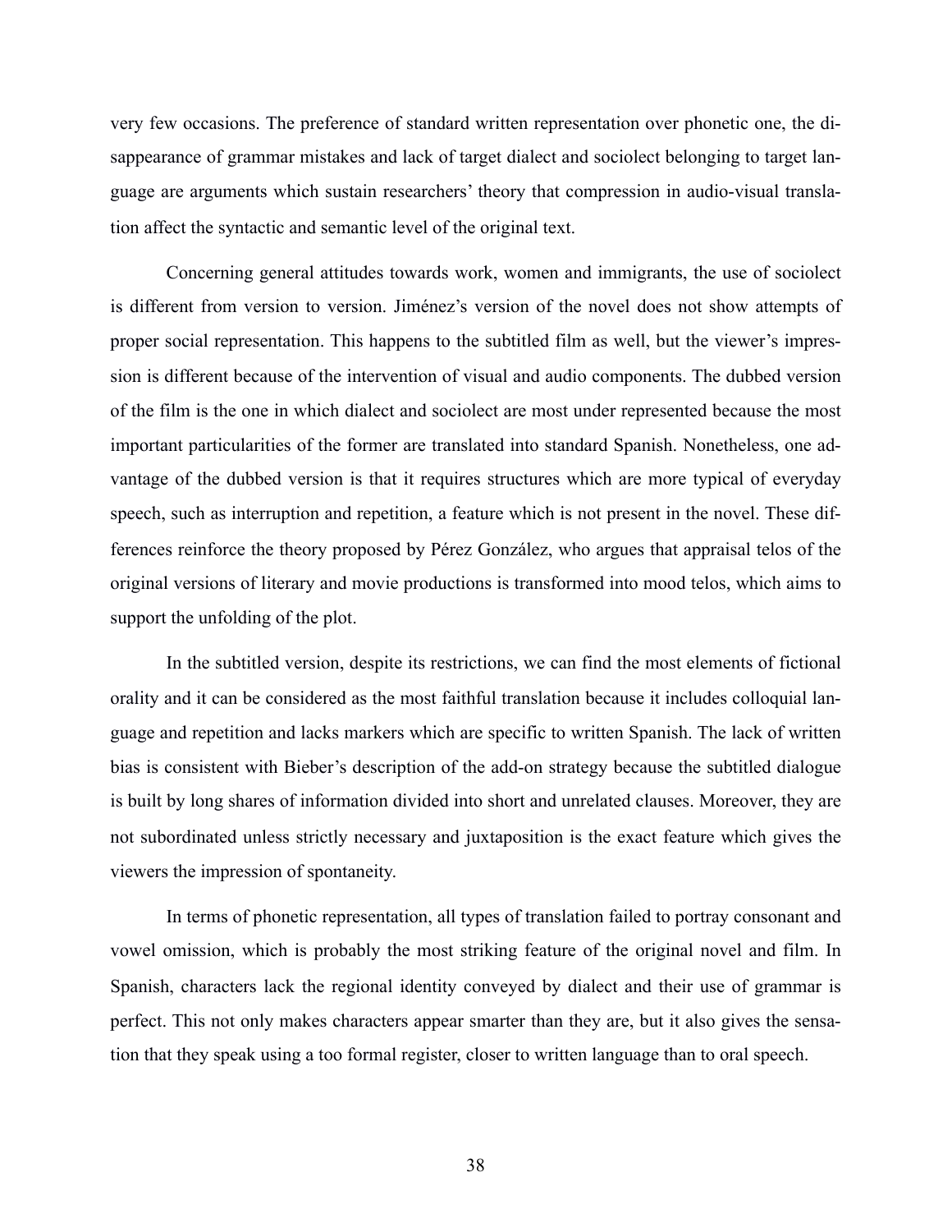very few occasions. The preference of standard written representation over phonetic one, the disappearance of grammar mistakes and lack of target dialect and sociolect belonging to target language are arguments which sustain researchers' theory that compression in audio-visual translation affect the syntactic and semantic level of the original text.

Concerning general attitudes towards work, women and immigrants, the use of sociolect is different from version to version. Jiménez's version of the novel does not show attempts of proper social representation. This happens to the subtitled film as well, but the viewer's impression is different because of the intervention of visual and audio components. The dubbed version of the film is the one in which dialect and sociolect are most under represented because the most important particularities of the former are translated into standard Spanish. Nonetheless, one advantage of the dubbed version is that it requires structures which are more typical of everyday speech, such as interruption and repetition, a feature which is not present in the novel. These differences reinforce the theory proposed by Pérez González, who argues that appraisal telos of the original versions of literary and movie productions is transformed into mood telos, which aims to support the unfolding of the plot.

In the subtitled version, despite its restrictions, we can find the most elements of fictional orality and it can be considered as the most faithful translation because it includes colloquial language and repetition and lacks markers which are specific to written Spanish. The lack of written bias is consistent with Bieber's description of the add-on strategy because the subtitled dialogue is built by long shares of information divided into short and unrelated clauses. Moreover, they are not subordinated unless strictly necessary and juxtaposition is the exact feature which gives the viewers the impression of spontaneity.

In terms of phonetic representation, all types of translation failed to portray consonant and vowel omission, which is probably the most striking feature of the original novel and film. In Spanish, characters lack the regional identity conveyed by dialect and their use of grammar is perfect. This not only makes characters appear smarter than they are, but it also gives the sensation that they speak using a too formal register, closer to written language than to oral speech.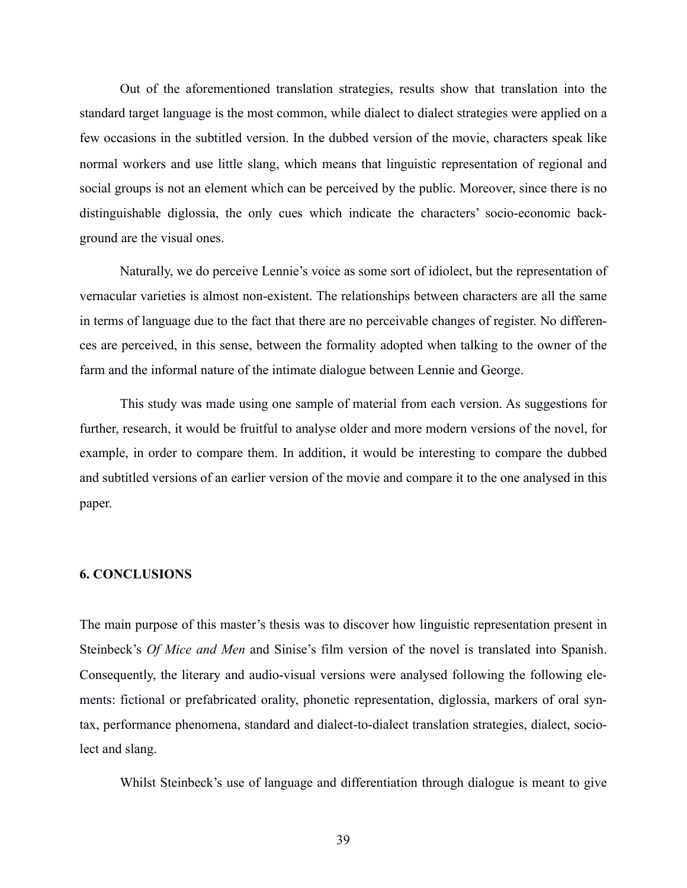Out of the aforementioned translation strategies, results show that translation into the standard target language is the most common, while dialect to dialect strategies were applied on a few occasions in the subtitled version. In the dubbed version of the movie, characters speak like normal workers and use little slang, which means that linguistic representation of regional and social groups is not an element which can be perceived by the public. Moreover, since there is no distinguishable diglossia, the only cues which indicate the characters' socio-economic background are the visual ones.

Naturally, we do perceive Lennie's voice as some sort of idiolect, but the representation of vernacular varieties is almost non-existent. The relationships between characters are all the same in terms of language due to the fact that there are no perceivable changes of register. No differences are perceived, in this sense, between the formality adopted when talking to the owner of the farm and the informal nature of the intimate dialogue between Lennie and George.

This study was made using one sample of material from each version. As suggestions for further, research, it would be fruitful to analyse older and more modern versions of the novel, for example, in order to compare them. In addition, it would be interesting to compare the dubbed and subtitled versions of an earlier version of the movie and compare it to the one analysed in this paper.

## 6. CONCLUSIONS

The main purpose of this master's thesis was to discover how linguistic representation present in Steinbeck's *Of Mice and Men* and Sinise's film version of the novel is translated into Spanish. Consequently, the literary and audio-visual versions were analysed following the following elements: fictional or prefabricated orality, phonetic representation, diglossia, markers of oral syntax, performance phenomena, standard and dialect-to-dialect translation strategies, dialect, sociolect and slang.

Whilst Steinbeck's use of language and differentiation through dialogue is meant to give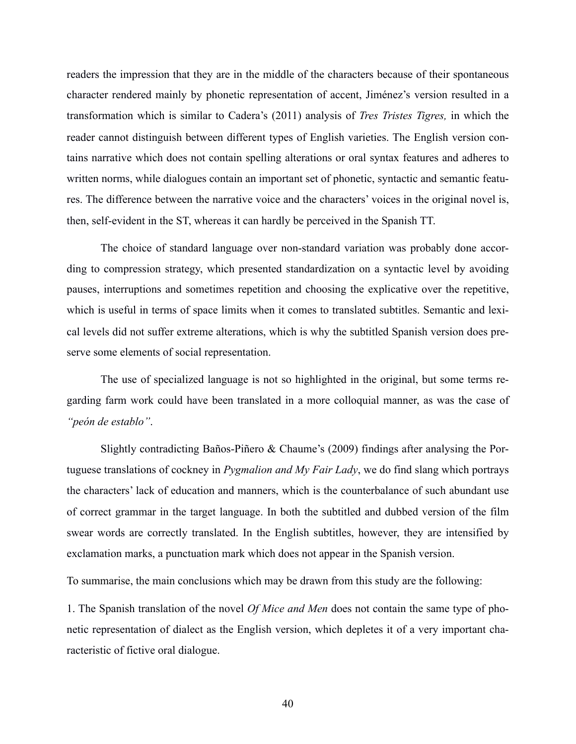readers the impression that they are in the middle of the characters because of their spontaneous character rendered mainly by phonetic representation of accent, Jiménez's version resulted in a transformation which is similar to Cadera's (2011) analysis of *Tres Tristes Tigres,* in which the reader cannot distinguish between different types of English varieties. The English version contains narrative which does not contain spelling alterations or oral syntax features and adheres to written norms, while dialogues contain an important set of phonetic, syntactic and semantic features. The difference between the narrative voice and the characters' voices in the original novel is, then, self-evident in the ST, whereas it can hardly be perceived in the Spanish TT.

The choice of standard language over non-standard variation was probably done according to compression strategy, which presented standardization on a syntactic level by avoiding pauses, interruptions and sometimes repetition and choosing the explicative over the repetitive, which is useful in terms of space limits when it comes to translated subtitles. Semantic and lexical levels did not suffer extreme alterations, which is why the subtitled Spanish version does preserve some elements of social representation.

The use of specialized language is not so highlighted in the original, but some terms regarding farm work could have been translated in a more colloquial manner, as was the case of *"peón de establo"*.

Slightly contradicting Baños-Piñero & Chaume's (2009) findings after analysing the Portuguese translations of cockney in *Pygmalion and My Fair Lady*, we do find slang which portrays the characters' lack of education and manners, which is the counterbalance of such abundant use of correct grammar in the target language. In both the subtitled and dubbed version of the film swear words are correctly translated. In the English subtitles, however, they are intensified by exclamation marks, a punctuation mark which does not appear in the Spanish version.

To summarise, the main conclusions which may be drawn from this study are the following:

1. The Spanish translation of the novel *Of Mice and Men* does not contain the same type of phonetic representation of dialect as the English version, which depletes it of a very important characteristic of fictive oral dialogue.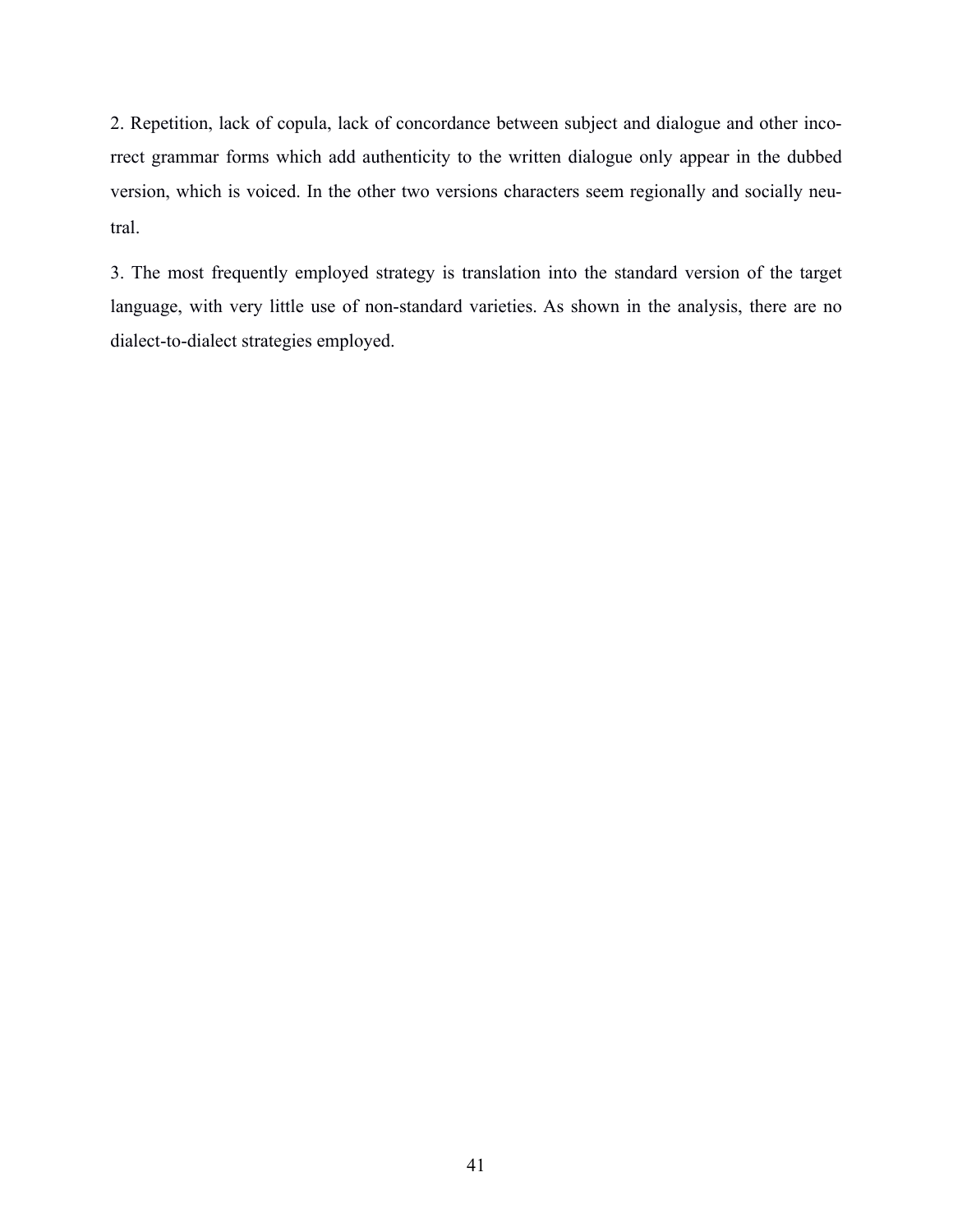2. Repetition, lack of copula, lack of concordance between subject and dialogue and other incorrect grammar forms which add authenticity to the written dialogue only appear in the dubbed version, which is voiced. In the other two versions characters seem regionally and socially neutral.

3. The most frequently employed strategy is translation into the standard version of the target language, with very little use of non-standard varieties. As shown in the analysis, there are no dialect-to-dialect strategies employed.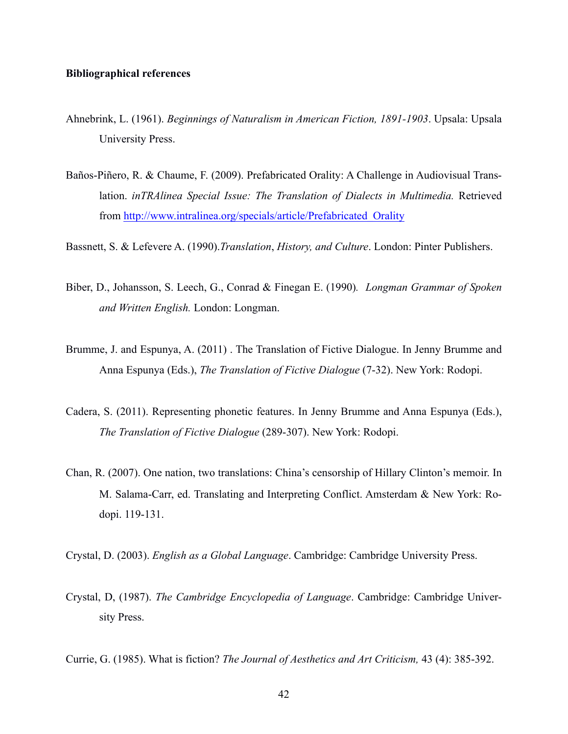**Bibliographical references**

Ahnebrink, L. (1961). *Beginnings of Naturalism in American Fiction, 1891-1903*. Upsala: Upsala University Press.

Baños-Piñero, R. & Chaume, F. (2009). Prefabricated Orality: A Challenge in Audiovisual Translation. *inTRAlinea Special Issue: The Translation of Dialects in Multimedia.* Retrieved from http://www.intralinea.org/specials/article/Prefabricated_Orality

Bassnett, S. & Lefevere A. (1990).*Translation*, *History, and Culture*. London: Pinter Publishers.

Biber, D., Johansson, S. Leech, G., Conrad & Finegan E. (1990). *Longman Grammar of Spoken and Written English.* London: Longman.

Brumme, J. and Espunya, A. (2011) . The Translation of Fictive Dialogue. In Jenny Brumme and Anna Espunya (Eds.), *The Translation of Fictive Dialogue* (7-32). New York: Rodopi.

Cadera, S. (2011). Representing phonetic features. In Jenny Brumme and Anna Espunya (Eds.), *The Translation of Fictive Dialogue* (289-307). New York: Rodopi.

Chan, R. (2007). One nation, two translations: China's censorship of Hillary Clinton's memoir. In M. Salama-Carr, ed. Translating and Interpreting Conflict. Amsterdam & New York: Rodopi. 119-131.

Crystal, D. (2003). *English as a Global Language*. Cambridge: Cambridge University Press.

Crystal, D, (1987). *The Cambridge Encyclopedia of Language*. Cambridge: Cambridge University Press.

Currie, G. (1985). What is fiction? *The Journal of Aesthetics and Art Criticism,* 43 (4): 385-392.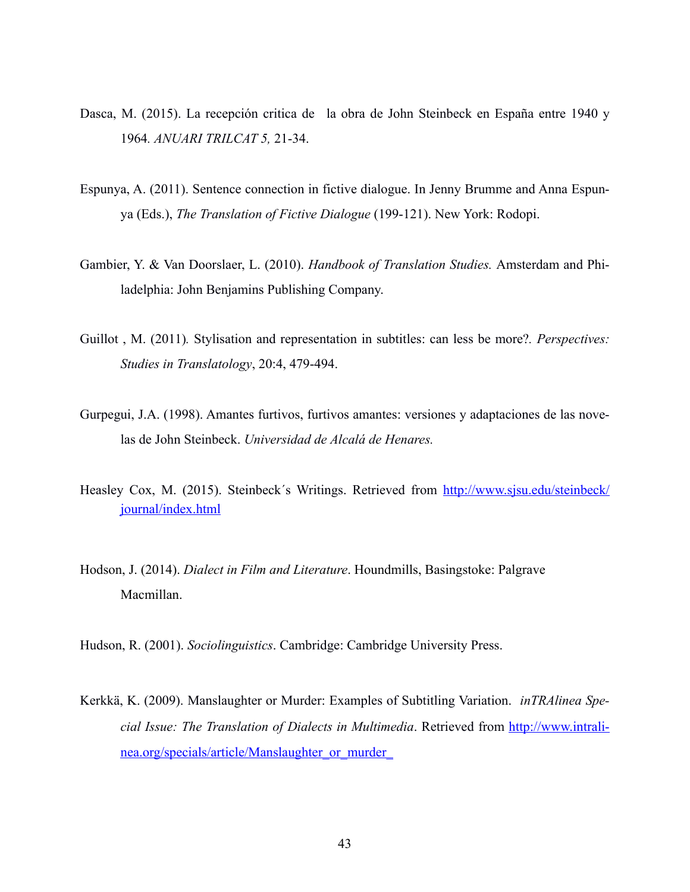Dasca, M. (2015). La recepción critica de  la obra de John Steinbeck en España entre 1940 y 1964*. ANUARI TRILCAT 5,* 21-34.

Espunya, A. (2011). Sentence connection in fictive dialogue. In Jenny Brumme and Anna Espunya (Eds.), *The Translation of Fictive Dialogue* (199-121). New York: Rodopi.

Gambier, Y. & Van Doorslaer, L. (2010). *Handbook of Translation Studies.* Amsterdam and Philadelphia: John Benjamins Publishing Company.

Guillot , M. (2011)*.* Stylisation and representation in subtitles: can less be more?*. Perspectives: Studies in Translatology*, 20:4, 479-494.

Gurpegui, J.A. (1998). Amantes furtivos, furtivos amantes: versiones y adaptaciones de las novelas de John Steinbeck. *Universidad de Alcalá de Henares.*

Heasley Cox, M. (2015). Steinbeck´s Writings. Retrieved from [http://www.sjsu.edu/steinbeck/journal/index.html](http://www.sjsu.edu/steinbeck/journal/index.html)

Hodson, J. (2014). *Dialect in Film and Literature*. Houndmills, Basingstoke: Palgrave Macmillan.

Hudson, R. (2001). *Sociolinguistics*. Cambridge: Cambridge University Press.

Kerkkä, K. (2009). Manslaughter or Murder: Examples of Subtitling Variation.  *inTRAlinea Special Issue: The Translation of Dialects in Multimedia*. Retrieved from [http://www.intralinea.org/specials/article/Manslaughter_or_murder_](http://www.intralinea.org/specials/article/Manslaughter_or_murder_)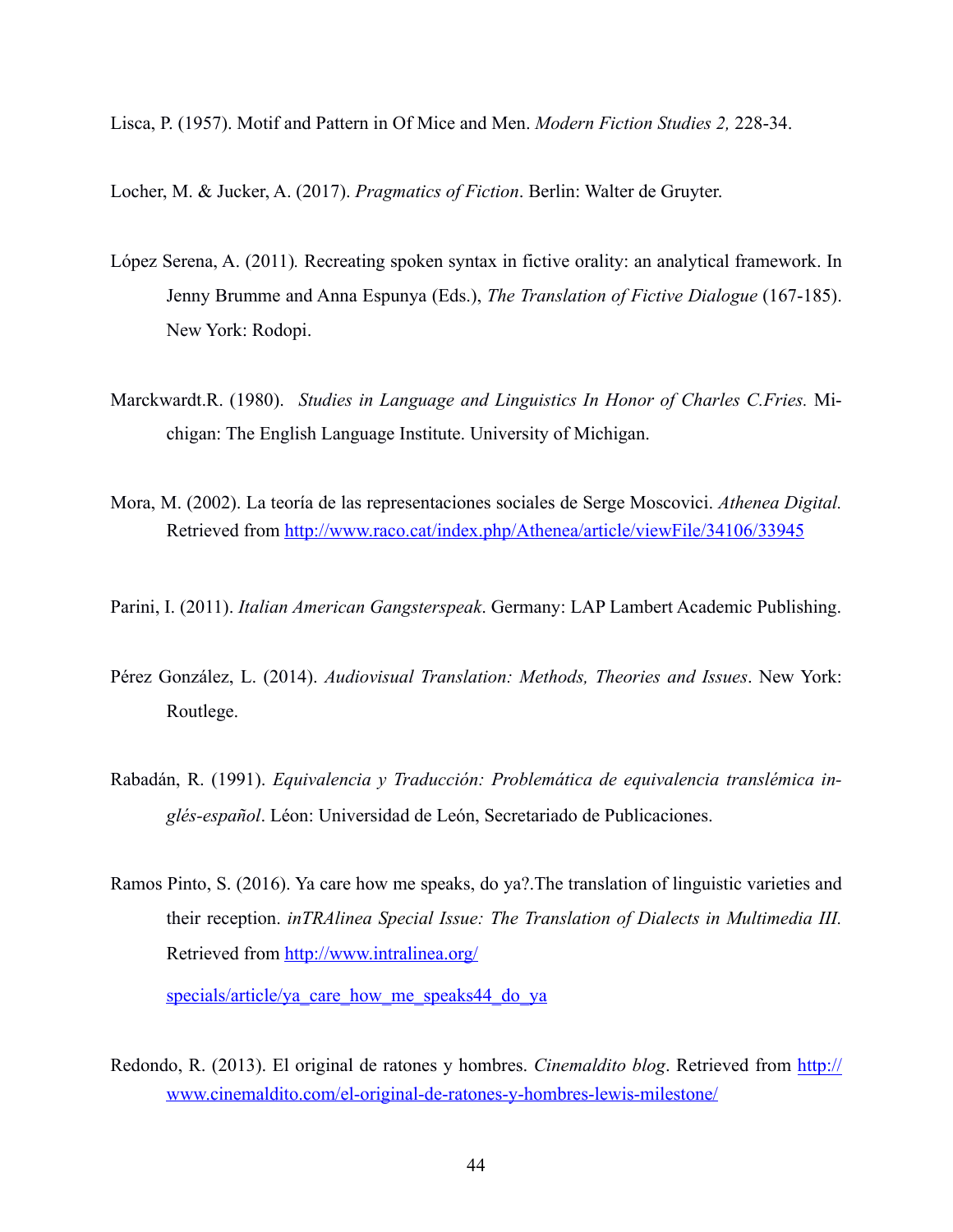Lisca, P. (1957). Motif and Pattern in Of Mice and Men. *Modern Fiction Studies 2,* 228-34.

Locher, M. & Jucker, A. (2017). *Pragmatics of Fiction*. Berlin: Walter de Gruyter.

López Serena, A. (2011). Recreating spoken syntax in fictive orality: an analytical framework. In Jenny Brumme and Anna Espunya (Eds.), *The Translation of Fictive Dialogue* (167-185). New York: Rodopi.

Marckwardt.R. (1980). *Studies in Language and Linguistics In Honor of Charles C.Fries.* Michigan: The English Language Institute. University of Michigan.

Mora, M. (2002). La teoría de las representaciones sociales de Serge Moscovici. *Athenea Digital.* Retrieved from http://www.raco.cat/index.php/Athenea/article/viewFile/34106/33945

Parini, I. (2011). *Italian American Gangsterspeak*. Germany: LAP Lambert Academic Publishing.

Pérez González, L. (2014). *Audiovisual Translation: Methods, Theories and Issues*. New York: Routlege.

Rabadán, R. (1991). *Equivalencia y Traducción: Problemática de equivalencia translémica inglés-español*. Léon: Universidad de León, Secretariado de Publicaciones.

Ramos Pinto, S. (2016). Ya care how me speaks, do ya?.The translation of linguistic varieties and their reception. *inTRAlinea Special Issue: The Translation of Dialects in Multimedia III.* Retrieved from http://www.intralinea.org/specials/article/ya_care_how_me_speaks44_do_ya

Redondo, R. (2013). El original de ratones y hombres. *Cinemaldito blog*. Retrieved from http://www.cinemaldito.com/el-original-de-ratones-y-hombres-lewis-milestone/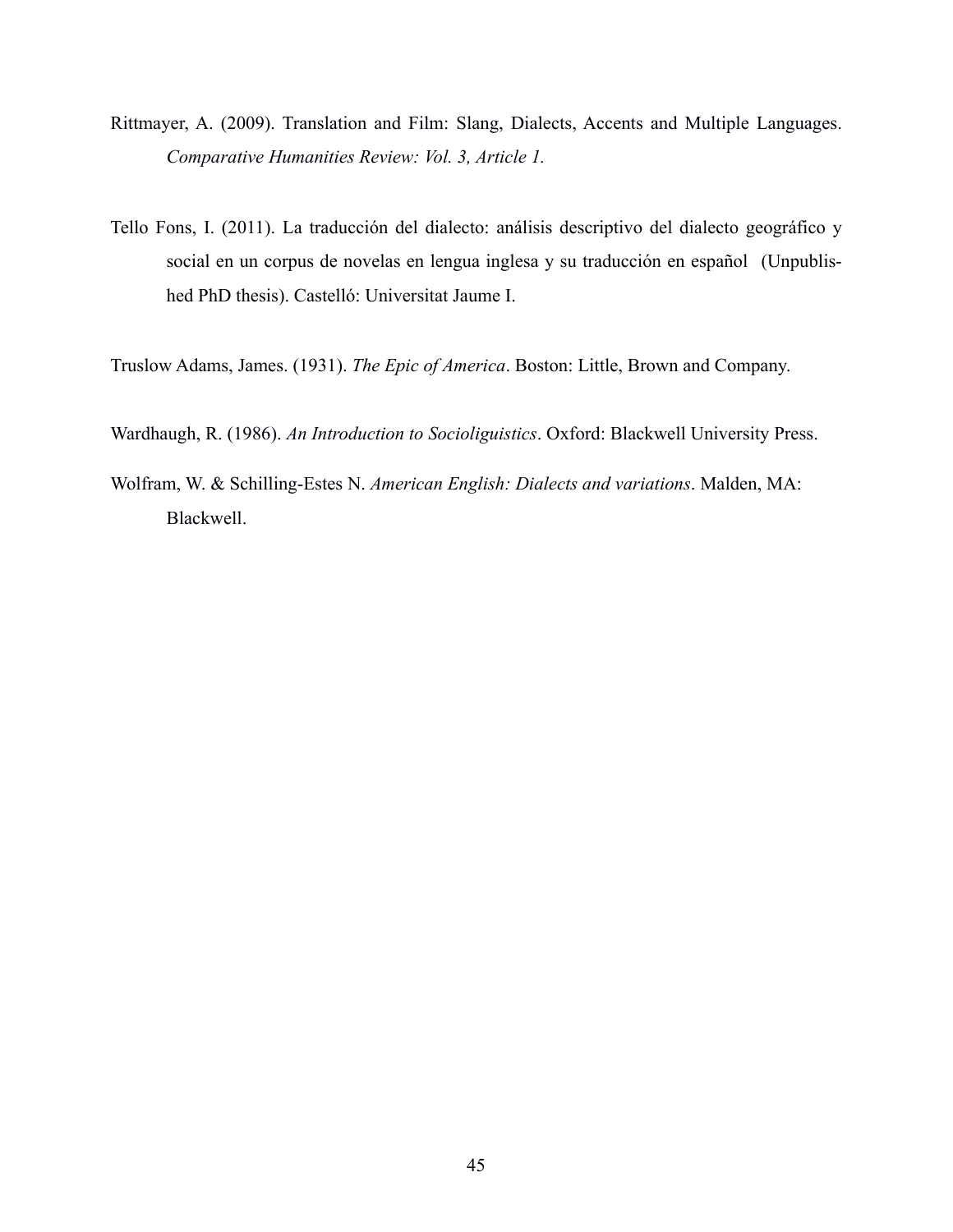Rittmayer, A. (2009). Translation and Film: Slang, Dialects, Accents and Multiple Languages. *Comparative Humanities Review: Vol. 3, Article 1.*

Tello Fons, I. (2011). La traducción del dialecto: análisis descriptivo del dialecto geográfico y social en un corpus de novelas en lengua inglesa y su traducción en español (Unpublished PhD thesis). Castelló: Universitat Jaume I.

Truslow Adams, James. (1931). *The Epic of America*. Boston: Little, Brown and Company.

Wardhaugh, R. (1986). *An Introduction to Socioliguistics*. Oxford: Blackwell University Press.

Wolfram, W. & Schilling-Estes N. *American English: Dialects and variations*. Malden, MA: Blackwell.